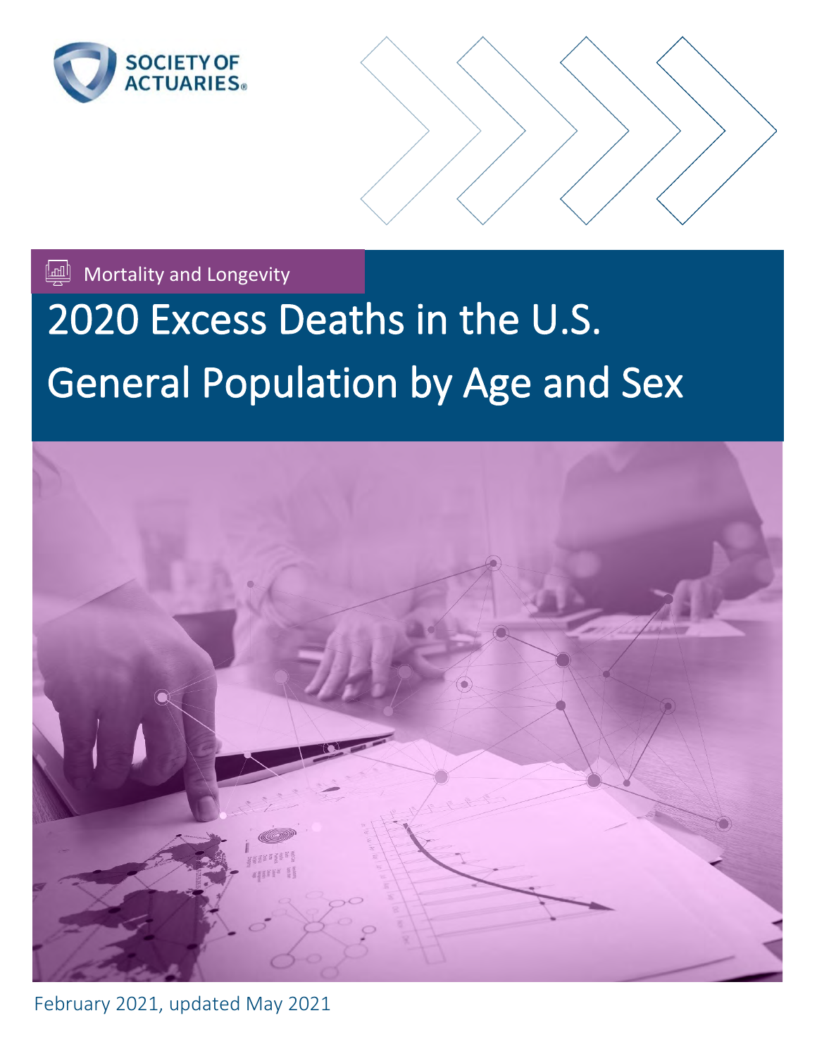SOCIETY OF ACTUARIES

Mortality and Longevity

# 2020 Excess Deaths in the U.S. General Population by Age and Sex

February 2021, updated May 2021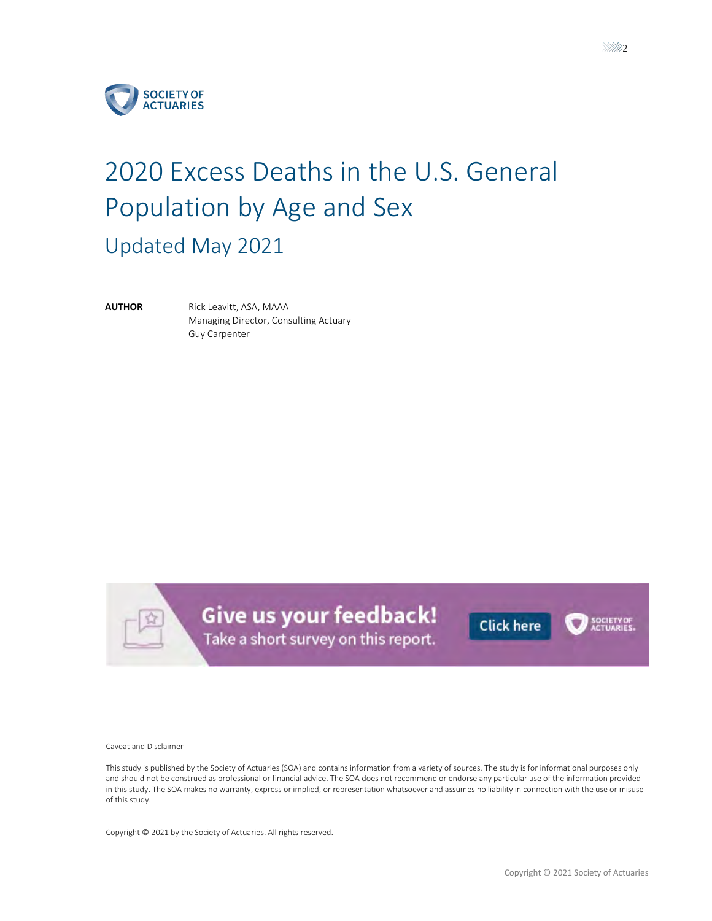# 2020 Excess Deaths in the U.S. General Population by Age and Sex

## Updated May 2021

**AUTHOR**

Rick Leavitt, ASA, MAAA
Managing Director, Consulting Actuary
Guy Carpenter

Give us your feedback!
Take a short survey on this report.

Click here

Caveat and Disclaimer

This study is published by the Society of Actuaries (SOA) and contains information from a variety of sources. The study is for informational purposes only and should not be construed as professional or financial advice. The SOA does not recommend or endorse any particular use of the information provided in this study. The SOA makes no warranty, express or implied, or representation whatsoever and assumes no liability in connection with the use or misuse of this study.

Copyright © 2021 by the Society of Actuaries. All rights reserved.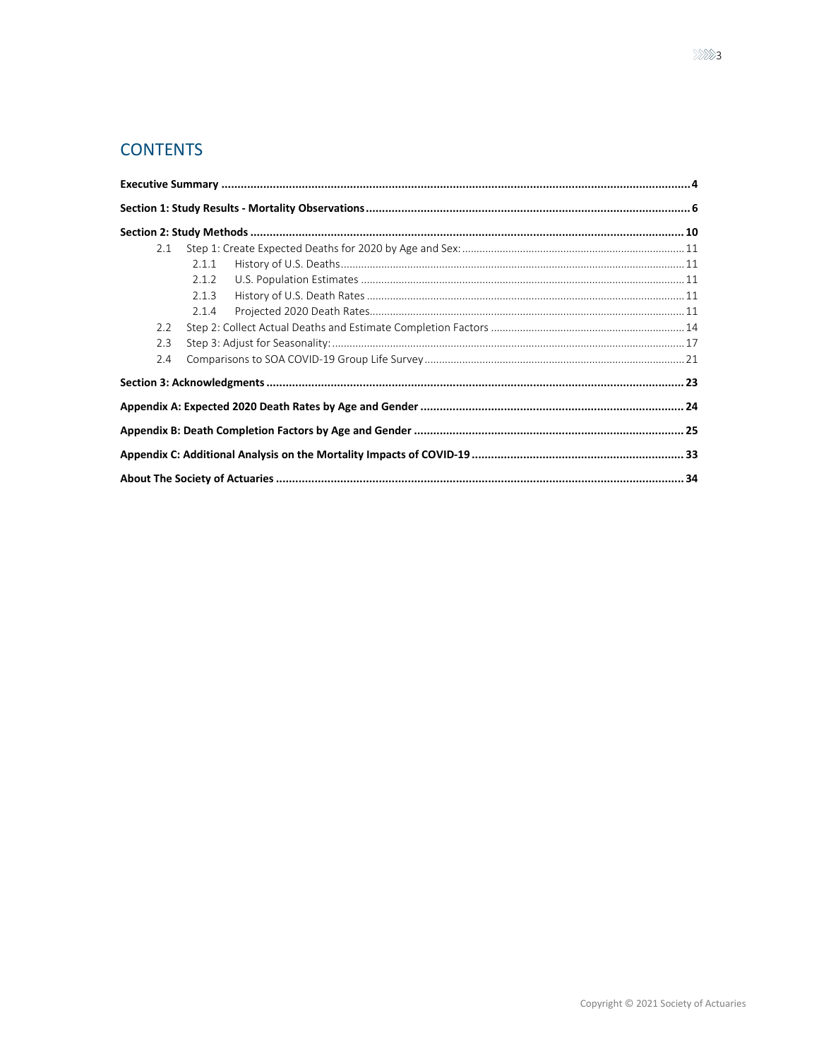## CONTENTS

**Executive Summary** .......... **4**

**Section 1: Study Results - Mortality Observations** .......... **6**

**Section 2: Study Methods** .......... **10**

- 2.1 Step 1: Create Expected Deaths for 2020 by Age and Sex: .......... 11
  - 2.1.1 History of U.S. Deaths .......... 11
  - 2.1.2 U.S. Population Estimates .......... 11
  - 2.1.3 History of U.S. Death Rates .......... 11
  - 2.1.4 Projected 2020 Death Rates .......... 11
- 2.2 Step 2: Collect Actual Deaths and Estimate Completion Factors .......... 14
- 2.3 Step 3: Adjust for Seasonality: .......... 17
- 2.4 Comparisons to SOA COVID-19 Group Life Survey .......... 21

**Section 3: Acknowledgments** .......... **23**

**Appendix A: Expected 2020 Death Rates by Age and Gender** .......... **24**

**Appendix B: Death Completion Factors by Age and Gender** .......... **25**

**Appendix C: Additional Analysis on the Mortality Impacts of COVID-19** .......... **33**

**About The Society of Actuaries** .......... **34**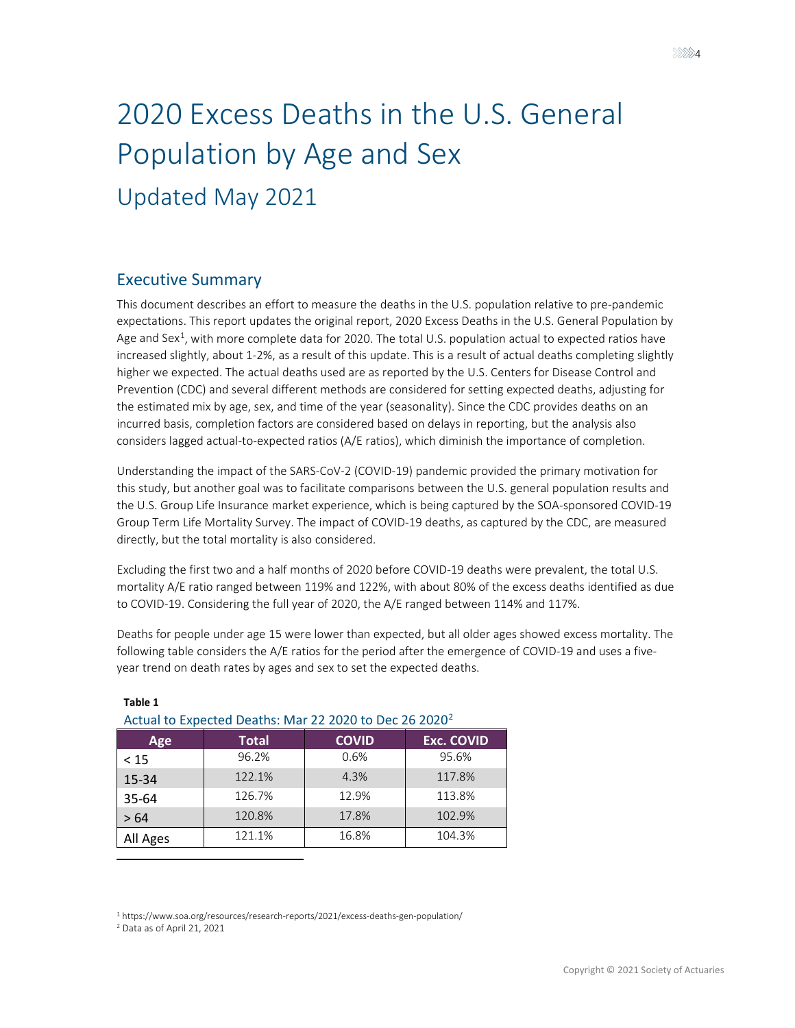# 2020 Excess Deaths in the U.S. General Population by Age and Sex

## Updated May 2021

## Executive Summary

This document describes an effort to measure the deaths in the U.S. population relative to pre-pandemic expectations. This report updates the original report, 2020 Excess Deaths in the U.S. General Population by Age and Sex[1], with more complete data for 2020. The total U.S. population actual to expected ratios have increased slightly, about 1-2%, as a result of this update. This is a result of actual deaths completing slightly higher we expected. The actual deaths used are as reported by the U.S. Centers for Disease Control and Prevention (CDC) and several different methods are considered for setting expected deaths, adjusting for the estimated mix by age, sex, and time of the year (seasonality). Since the CDC provides deaths on an incurred basis, completion factors are considered based on delays in reporting, but the analysis also considers lagged actual-to-expected ratios (A/E ratios), which diminish the importance of completion.

Understanding the impact of the SARS-CoV-2 (COVID-19) pandemic provided the primary motivation for this study, but another goal was to facilitate comparisons between the U.S. general population results and the U.S. Group Life Insurance market experience, which is being captured by the SOA-sponsored COVID-19 Group Term Life Mortality Survey. The impact of COVID-19 deaths, as captured by the CDC, are measured directly, but the total mortality is also considered.

Excluding the first two and a half months of 2020 before COVID-19 deaths were prevalent, the total U.S. mortality A/E ratio ranged between 119% and 122%, with about 80% of the excess deaths identified as due to COVID-19. Considering the full year of 2020, the A/E ranged between 114% and 117%.

Deaths for people under age 15 were lower than expected, but all older ages showed excess mortality. The following table considers the A/E ratios for the period after the emergence of COVID-19 and uses a five-year trend on death rates by ages and sex to set the expected deaths.

**Table 1**

Actual to Expected Deaths: Mar 22 2020 to Dec 26 2020[2]

| Age | Total | COVID | Exc. COVID |
|---|---|---|---|
| < 15 | 96.2% | 0.6% | 95.6% |
| 15-34 | 122.1% | 4.3% | 117.8% |
| 35-64 | 126.7% | 12.9% | 113.8% |
| > 64 | 120.8% | 17.8% | 102.9% |
| All Ages | 121.1% | 16.8% | 104.3% |

[1] https://www.soa.org/resources/research-reports/2021/excess-deaths-gen-population/

[2] Data as of April 21, 2021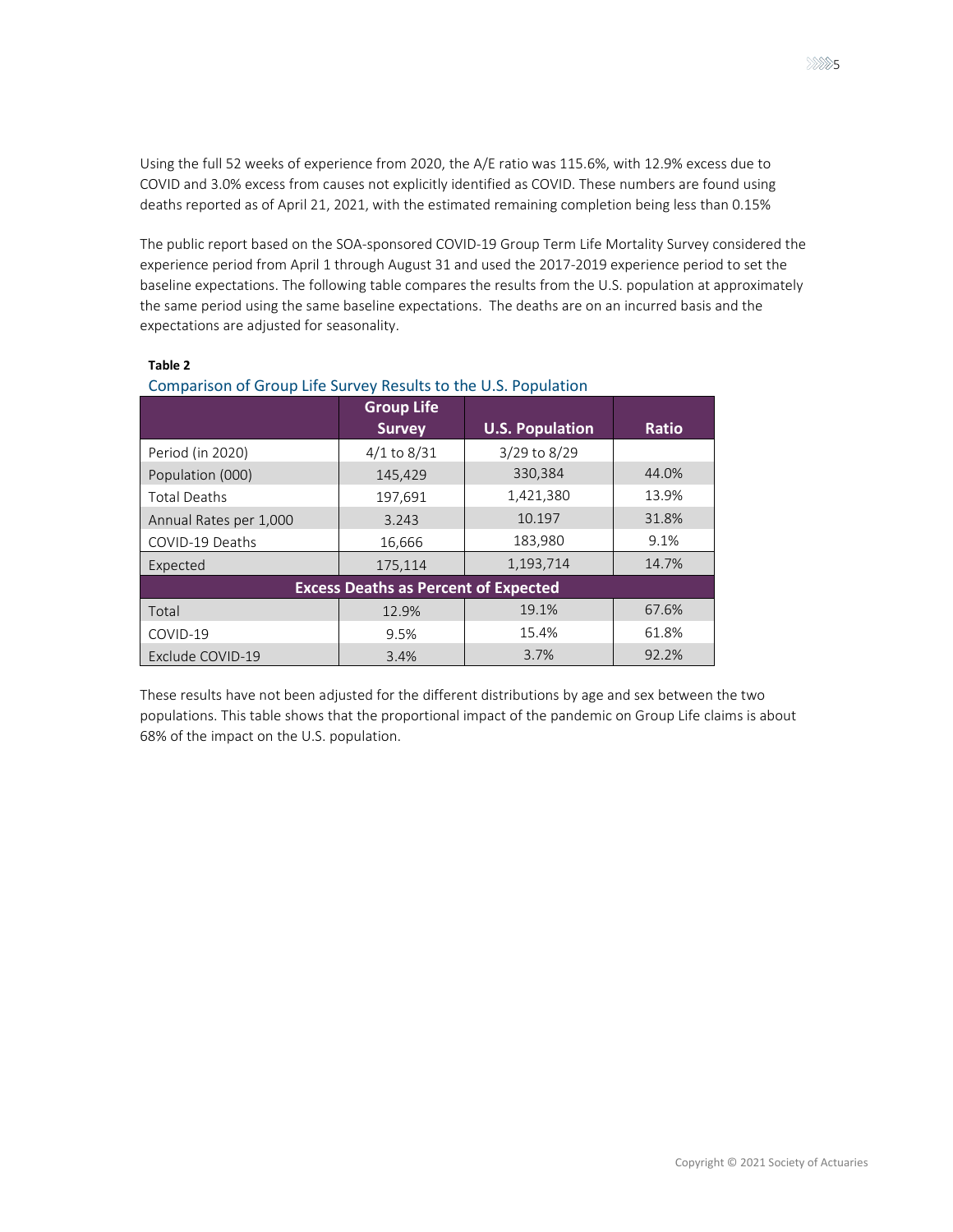Using the full 52 weeks of experience from 2020, the A/E ratio was 115.6%, with 12.9% excess due to COVID and 3.0% excess from causes not explicitly identified as COVID. These numbers are found using deaths reported as of April 21, 2021, with the estimated remaining completion being less than 0.15%

The public report based on the SOA-sponsored COVID-19 Group Term Life Mortality Survey considered the experience period from April 1 through August 31 and used the 2017-2019 experience period to set the baseline expectations. The following table compares the results from the U.S. population at approximately the same period using the same baseline expectations. The deaths are on an incurred basis and the expectations are adjusted for seasonality.

**Table 2**

Comparison of Group Life Survey Results to the U.S. Population

| | Group Life Survey | U.S. Population | Ratio |
|---|---|---|---|
| Period (in 2020) | 4/1 to 8/31 | 3/29 to 8/29 | |
| Population (000) | 145,429 | 330,384 | 44.0% |
| Total Deaths | 197,691 | 1,421,380 | 13.9% |
| Annual Rates per 1,000 | 3.243 | 10.197 | 31.8% |
| COVID-19 Deaths | 16,666 | 183,980 | 9.1% |
| Expected | 175,114 | 1,193,714 | 14.7% |
| **Excess Deaths as Percent of Expected** | | | |
| Total | 12.9% | 19.1% | 67.6% |
| COVID-19 | 9.5% | 15.4% | 61.8% |
| Exclude COVID-19 | 3.4% | 3.7% | 92.2% |

These results have not been adjusted for the different distributions by age and sex between the two populations. This table shows that the proportional impact of the pandemic on Group Life claims is about 68% of the impact on the U.S. population.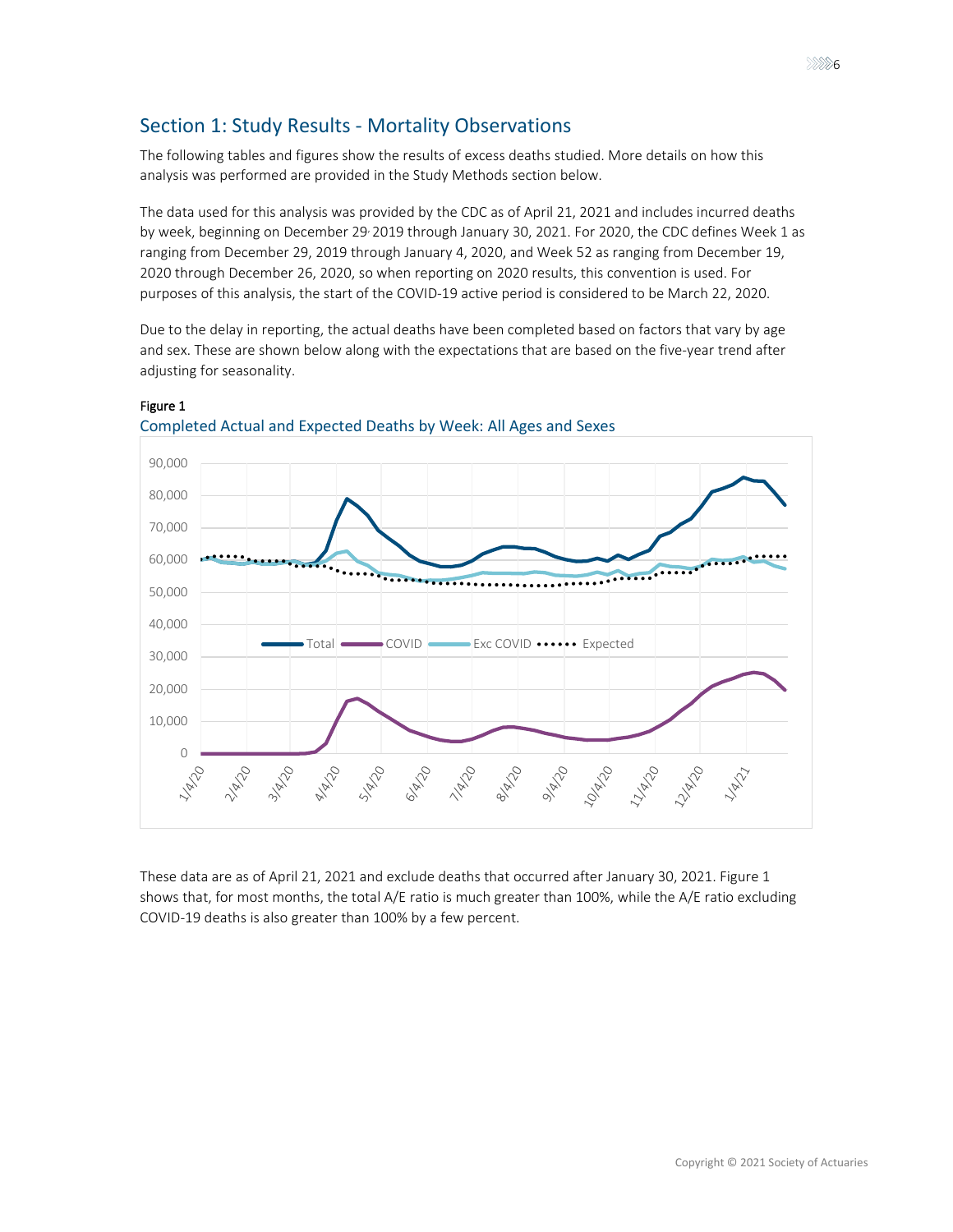## Section 1: Study Results - Mortality Observations

The following tables and figures show the results of excess deaths studied. More details on how this analysis was performed are provided in the Study Methods section below.

The data used for this analysis was provided by the CDC as of April 21, 2021 and includes incurred deaths by week, beginning on December 29, 2019 through January 30, 2021. For 2020, the CDC defines Week 1 as ranging from December 29, 2019 through January 4, 2020, and Week 52 as ranging from December 19, 2020 through December 26, 2020, so when reporting on 2020 results, this convention is used. For purposes of this analysis, the start of the COVID-19 active period is considered to be March 22, 2020.

Due to the delay in reporting, the actual deaths have been completed based on factors that vary by age and sex. These are shown below along with the expectations that are based on the five-year trend after adjusting for seasonality.

**Figure 1**

Completed Actual and Expected Deaths by Week: All Ages and Sexes

These data are as of April 21, 2021 and exclude deaths that occurred after January 30, 2021. Figure 1 shows that, for most months, the total A/E ratio is much greater than 100%, while the A/E ratio excluding COVID-19 deaths is also greater than 100% by a few percent.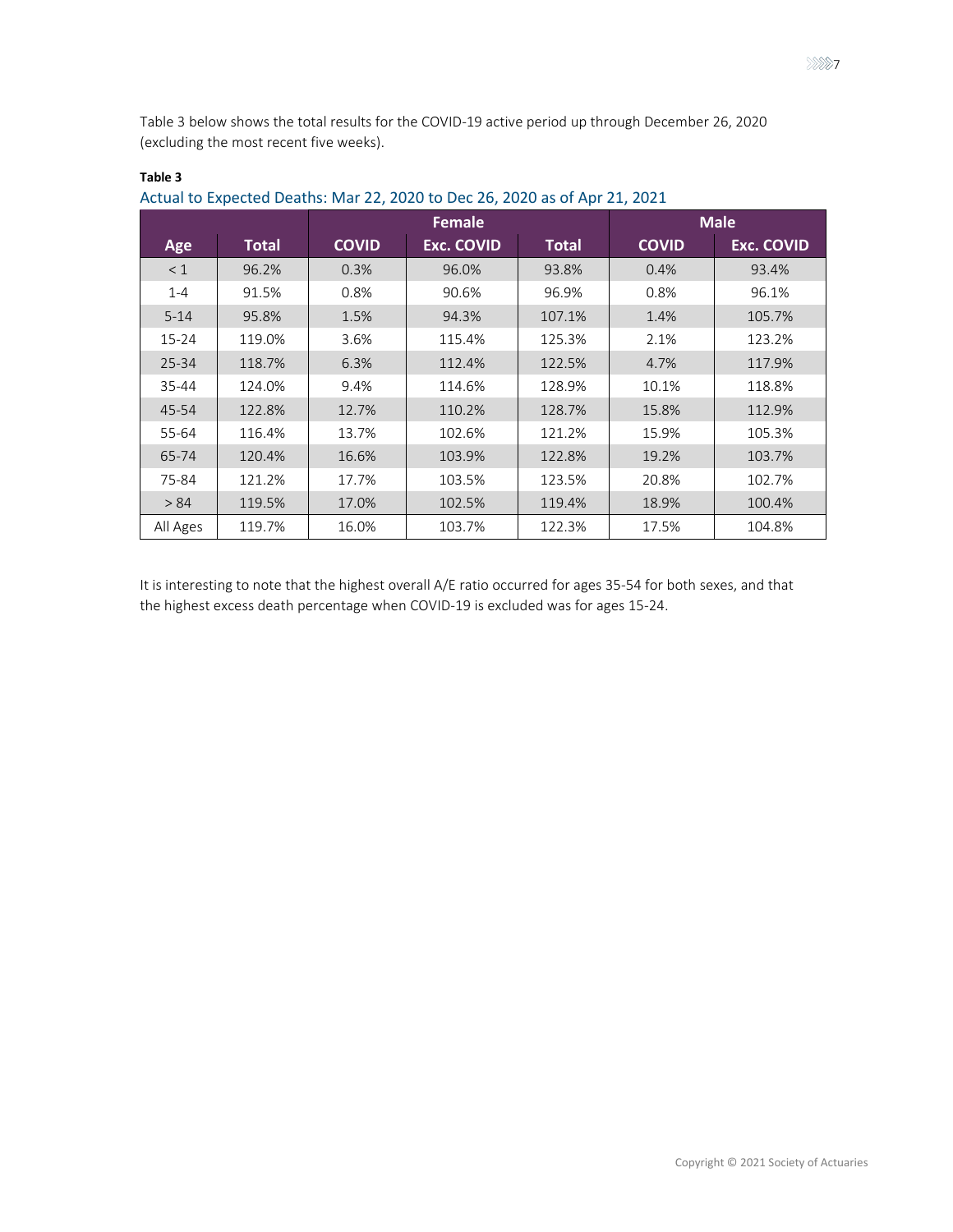Table 3 below shows the total results for the COVID-19 active period up through December 26, 2020 (excluding the most recent five weeks).

**Table 3**

Actual to Expected Deaths: Mar 22, 2020 to Dec 26, 2020 as of Apr 21, 2021

| | | Female | | | Male | |
|---|---|---|---|---|---|---|
| **Age** | **Total** | **COVID** | **Exc. COVID** | **Total** | **COVID** | **Exc. COVID** |
| < 1 | 96.2% | 0.3% | 96.0% | 93.8% | 0.4% | 93.4% |
| 1-4 | 91.5% | 0.8% | 90.6% | 96.9% | 0.8% | 96.1% |
| 5-14 | 95.8% | 1.5% | 94.3% | 107.1% | 1.4% | 105.7% |
| 15-24 | 119.0% | 3.6% | 115.4% | 125.3% | 2.1% | 123.2% |
| 25-34 | 118.7% | 6.3% | 112.4% | 122.5% | 4.7% | 117.9% |
| 35-44 | 124.0% | 9.4% | 114.6% | 128.9% | 10.1% | 118.8% |
| 45-54 | 122.8% | 12.7% | 110.2% | 128.7% | 15.8% | 112.9% |
| 55-64 | 116.4% | 13.7% | 102.6% | 121.2% | 15.9% | 105.3% |
| 65-74 | 120.4% | 16.6% | 103.9% | 122.8% | 19.2% | 103.7% |
| 75-84 | 121.2% | 17.7% | 103.5% | 123.5% | 20.8% | 102.7% |
| > 84 | 119.5% | 17.0% | 102.5% | 119.4% | 18.9% | 100.4% |
| All Ages | 119.7% | 16.0% | 103.7% | 122.3% | 17.5% | 104.8% |

It is interesting to note that the highest overall A/E ratio occurred for ages 35-54 for both sexes, and that the highest excess death percentage when COVID-19 is excluded was for ages 15-24.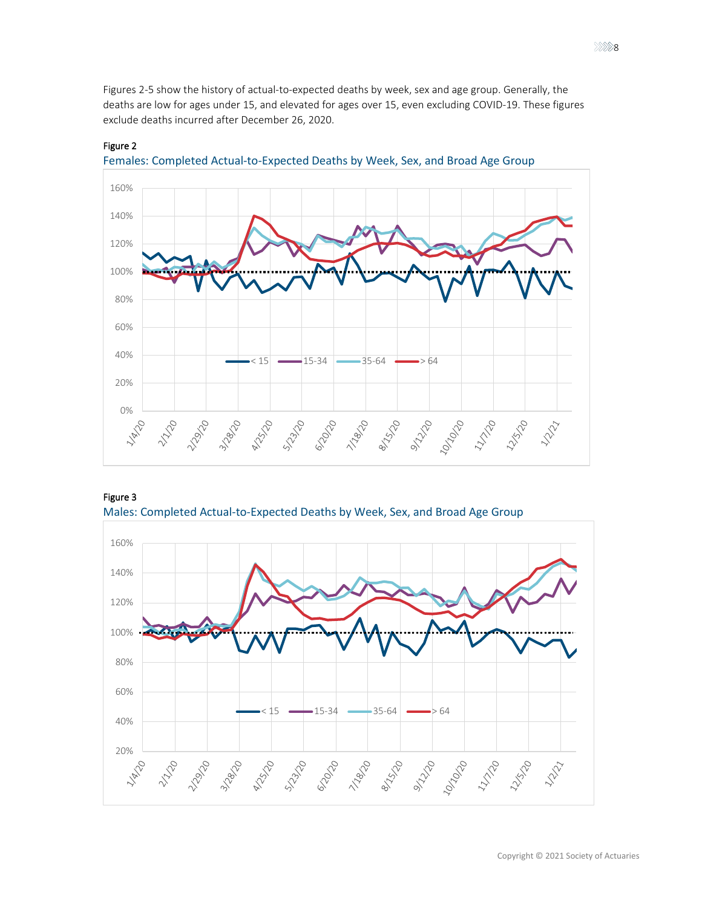Figures 2-5 show the history of actual-to-expected deaths by week, sex and age group. Generally, the deaths are low for ages under 15, and elevated for ages over 15, even excluding COVID-19. These figures exclude deaths incurred after December 26, 2020.

**Figure 2**

Females: Completed Actual-to-Expected Deaths by Week, Sex, and Broad Age Group

**Figure 3**

Males: Completed Actual-to-Expected Deaths by Week, Sex, and Broad Age Group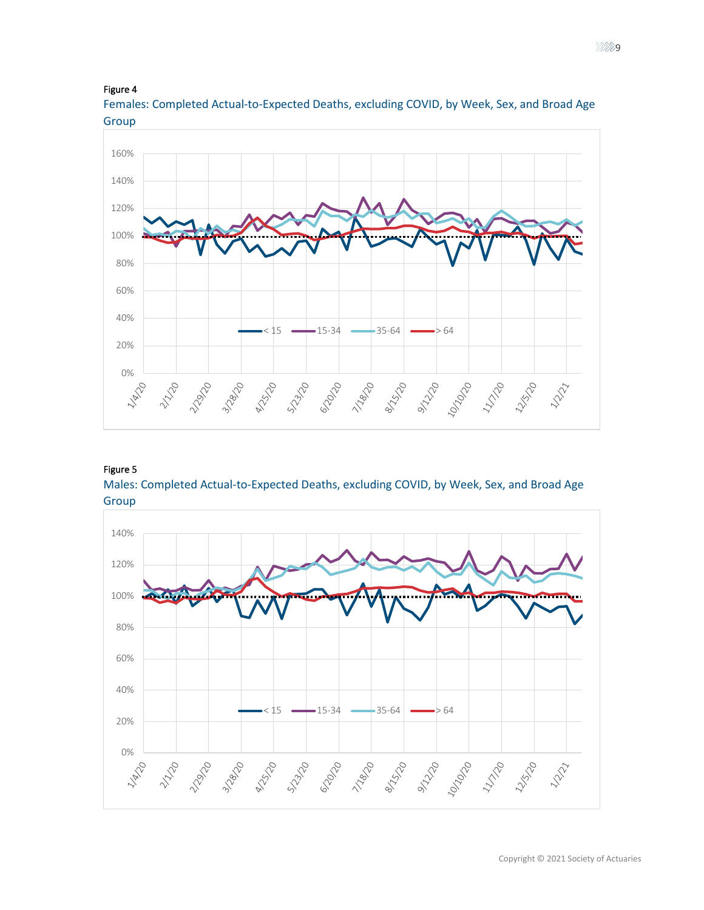Figure 4

Females: Completed Actual-to-Expected Deaths, excluding COVID, by Week, Sex, and Broad Age Group

Figure 5

Males: Completed Actual-to-Expected Deaths, excluding COVID, by Week, Sex, and Broad Age Group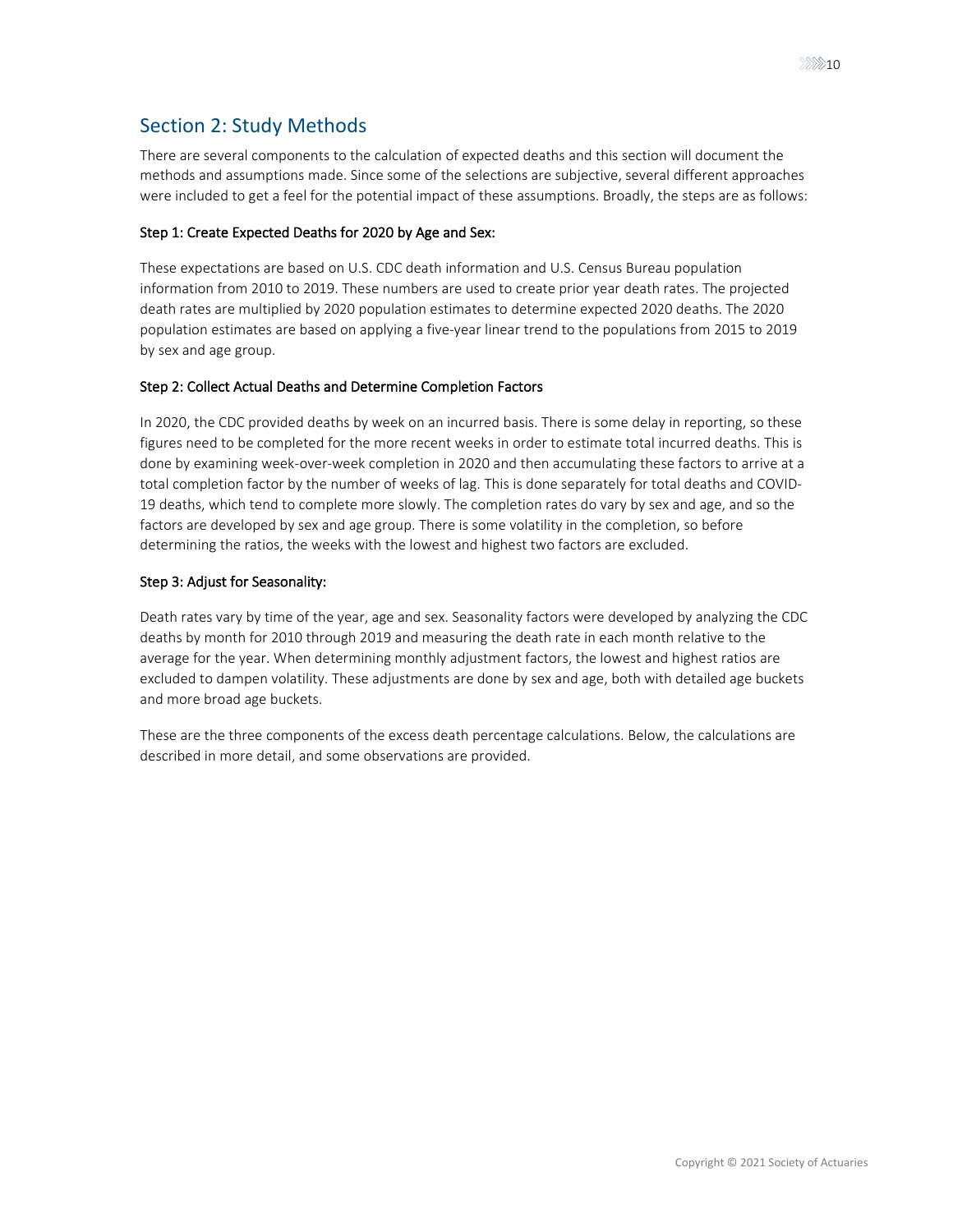## Section 2: Study Methods

There are several components to the calculation of expected deaths and this section will document the methods and assumptions made. Since some of the selections are subjective, several different approaches were included to get a feel for the potential impact of these assumptions. Broadly, the steps are as follows:

**Step 1: Create Expected Deaths for 2020 by Age and Sex:**

These expectations are based on U.S. CDC death information and U.S. Census Bureau population information from 2010 to 2019. These numbers are used to create prior year death rates. The projected death rates are multiplied by 2020 population estimates to determine expected 2020 deaths. The 2020 population estimates are based on applying a five-year linear trend to the populations from 2015 to 2019 by sex and age group.

**Step 2: Collect Actual Deaths and Determine Completion Factors**

In 2020, the CDC provided deaths by week on an incurred basis. There is some delay in reporting, so these figures need to be completed for the more recent weeks in order to estimate total incurred deaths. This is done by examining week-over-week completion in 2020 and then accumulating these factors to arrive at a total completion factor by the number of weeks of lag. This is done separately for total deaths and COVID-19 deaths, which tend to complete more slowly. The completion rates do vary by sex and age, and so the factors are developed by sex and age group. There is some volatility in the completion, so before determining the ratios, the weeks with the lowest and highest two factors are excluded.

**Step 3: Adjust for Seasonality:**

Death rates vary by time of the year, age and sex. Seasonality factors were developed by analyzing the CDC deaths by month for 2010 through 2019 and measuring the death rate in each month relative to the average for the year. When determining monthly adjustment factors, the lowest and highest ratios are excluded to dampen volatility. These adjustments are done by sex and age, both with detailed age buckets and more broad age buckets.

These are the three components of the excess death percentage calculations. Below, the calculations are described in more detail, and some observations are provided.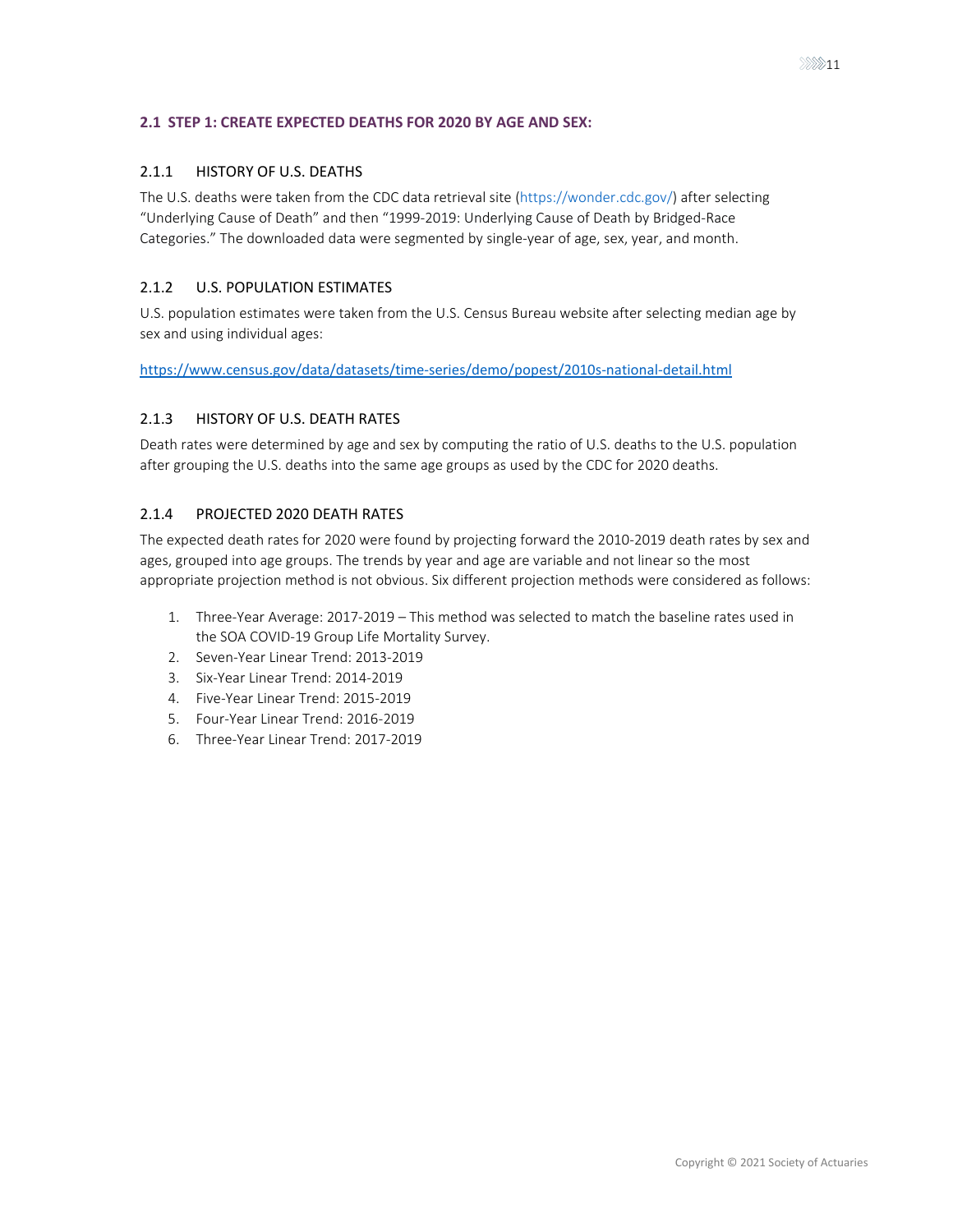## 2.1 STEP 1: CREATE EXPECTED DEATHS FOR 2020 BY AGE AND SEX:

### 2.1.1 HISTORY OF U.S. DEATHS

The U.S. deaths were taken from the CDC data retrieval site (https://wonder.cdc.gov/) after selecting "Underlying Cause of Death" and then "1999-2019: Underlying Cause of Death by Bridged-Race Categories." The downloaded data were segmented by single-year of age, sex, year, and month.

### 2.1.2 U.S. POPULATION ESTIMATES

U.S. population estimates were taken from the U.S. Census Bureau website after selecting median age by sex and using individual ages:

https://www.census.gov/data/datasets/time-series/demo/popest/2010s-national-detail.html

### 2.1.3 HISTORY OF U.S. DEATH RATES

Death rates were determined by age and sex by computing the ratio of U.S. deaths to the U.S. population after grouping the U.S. deaths into the same age groups as used by the CDC for 2020 deaths.

### 2.1.4 PROJECTED 2020 DEATH RATES

The expected death rates for 2020 were found by projecting forward the 2010-2019 death rates by sex and ages, grouped into age groups. The trends by year and age are variable and not linear so the most appropriate projection method is not obvious. Six different projection methods were considered as follows:

1. Three-Year Average: 2017-2019 – This method was selected to match the baseline rates used in the SOA COVID-19 Group Life Mortality Survey.
2. Seven-Year Linear Trend: 2013-2019
3. Six-Year Linear Trend: 2014-2019
4. Five-Year Linear Trend: 2015-2019
5. Four-Year Linear Trend: 2016-2019
6. Three-Year Linear Trend: 2017-2019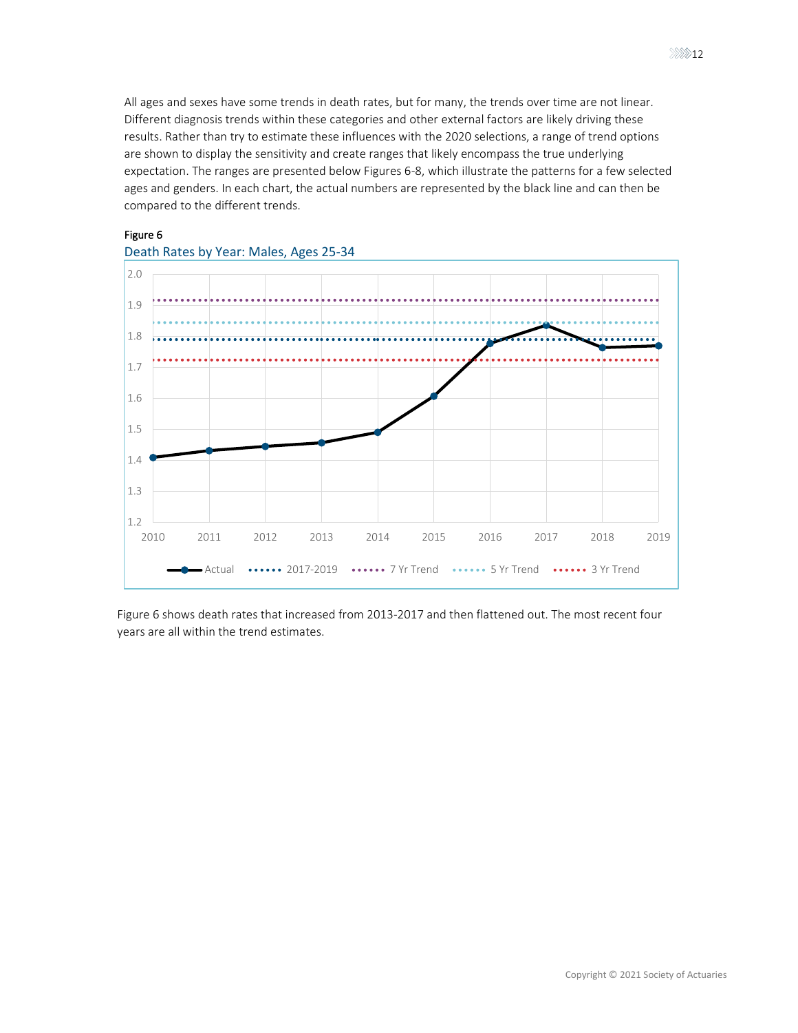All ages and sexes have some trends in death rates, but for many, the trends over time are not linear. Different diagnosis trends within these categories and other external factors are likely driving these results. Rather than try to estimate these influences with the 2020 selections, a range of trend options are shown to display the sensitivity and create ranges that likely encompass the true underlying expectation. The ranges are presented below Figures 6-8, which illustrate the patterns for a few selected ages and genders. In each chart, the actual numbers are represented by the black line and can then be compared to the different trends.

Figure 6

Death Rates by Year: Males, Ages 25-34

Figure 6 shows death rates that increased from 2013-2017 and then flattened out. The most recent four years are all within the trend estimates.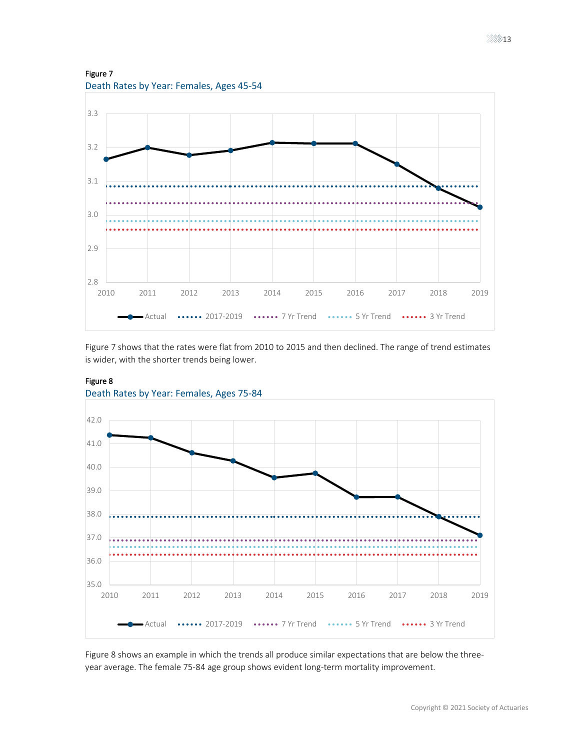Figure 7

Death Rates by Year: Females, Ages 45-54

Figure 7 shows that the rates were flat from 2010 to 2015 and then declined. The range of trend estimates is wider, with the shorter trends being lower.

Figure 8

Death Rates by Year: Females, Ages 75-84

Figure 8 shows an example in which the trends all produce similar expectations that are below the three-year average. The female 75-84 age group shows evident long-term mortality improvement.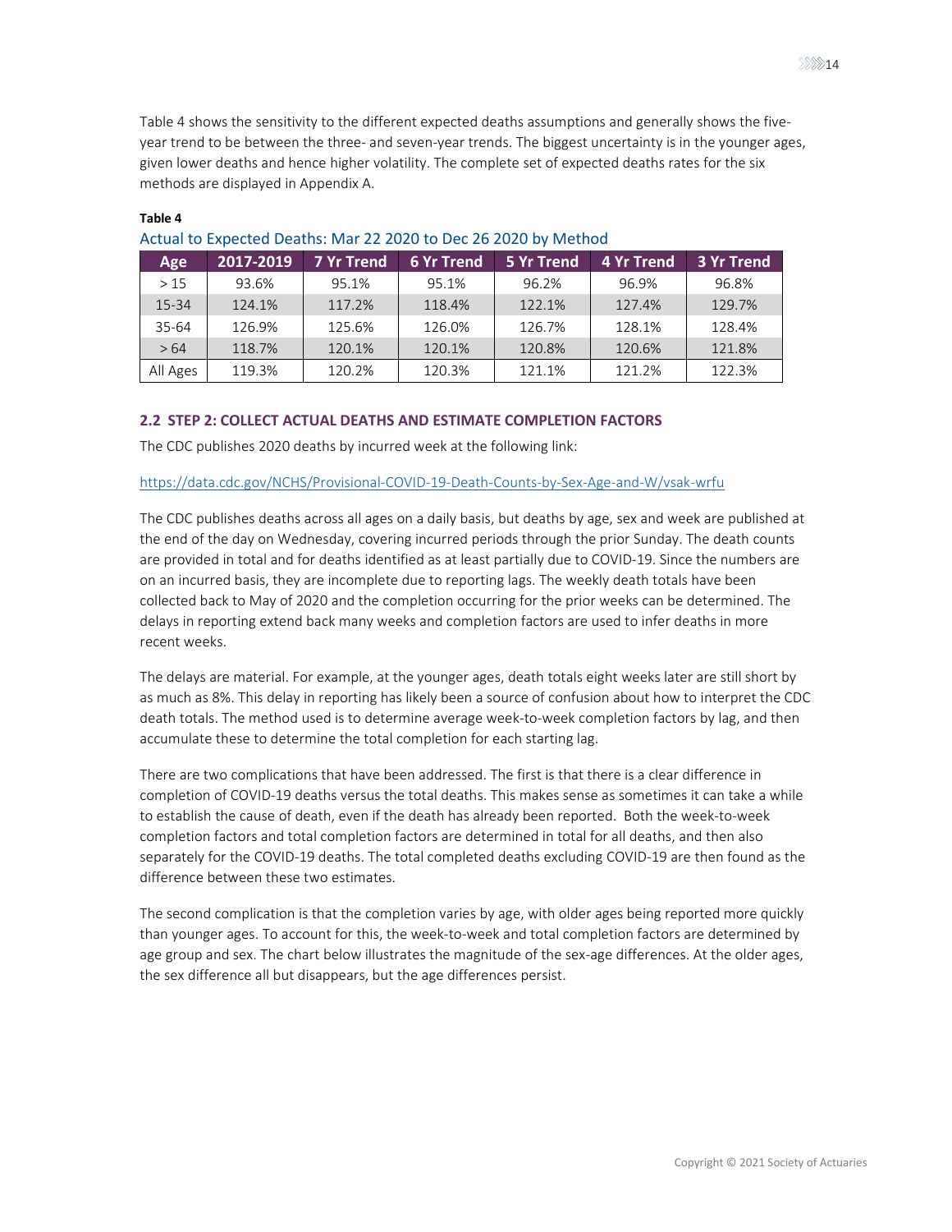Table 4 shows the sensitivity to the different expected deaths assumptions and generally shows the five-year trend to be between the three- and seven-year trends. The biggest uncertainty is in the younger ages, given lower deaths and hence higher volatility. The complete set of expected deaths rates for the six methods are displayed in Appendix A.

**Table 4**

Actual to Expected Deaths: Mar 22 2020 to Dec 26 2020 by Method

| Age | 2017-2019 | 7 Yr Trend | 6 Yr Trend | 5 Yr Trend | 4 Yr Trend | 3 Yr Trend |
|---|---|---|---|---|---|---|
| > 15 | 93.6% | 95.1% | 95.1% | 96.2% | 96.9% | 96.8% |
| 15-34 | 124.1% | 117.2% | 118.4% | 122.1% | 127.4% | 129.7% |
| 35-64 | 126.9% | 125.6% | 126.0% | 126.7% | 128.1% | 128.4% |
| > 64 | 118.7% | 120.1% | 120.1% | 120.8% | 120.6% | 121.8% |
| All Ages | 119.3% | 120.2% | 120.3% | 121.1% | 121.2% | 122.3% |

## 2.2 STEP 2: COLLECT ACTUAL DEATHS AND ESTIMATE COMPLETION FACTORS

The CDC publishes 2020 deaths by incurred week at the following link:

https://data.cdc.gov/NCHS/Provisional-COVID-19-Death-Counts-by-Sex-Age-and-W/vsak-wrfu

The CDC publishes deaths across all ages on a daily basis, but deaths by age, sex and week are published at the end of the day on Wednesday, covering incurred periods through the prior Sunday. The death counts are provided in total and for deaths identified as at least partially due to COVID-19. Since the numbers are on an incurred basis, they are incomplete due to reporting lags. The weekly death totals have been collected back to May of 2020 and the completion occurring for the prior weeks can be determined. The delays in reporting extend back many weeks and completion factors are used to infer deaths in more recent weeks.

The delays are material. For example, at the younger ages, death totals eight weeks later are still short by as much as 8%. This delay in reporting has likely been a source of confusion about how to interpret the CDC death totals. The method used is to determine average week-to-week completion factors by lag, and then accumulate these to determine the total completion for each starting lag.

There are two complications that have been addressed. The first is that there is a clear difference in completion of COVID-19 deaths versus the total deaths. This makes sense as sometimes it can take a while to establish the cause of death, even if the death has already been reported. Both the week-to-week completion factors and total completion factors are determined in total for all deaths, and then also separately for the COVID-19 deaths. The total completed deaths excluding COVID-19 are then found as the difference between these two estimates.

The second complication is that the completion varies by age, with older ages being reported more quickly than younger ages. To account for this, the week-to-week and total completion factors are determined by age group and sex. The chart below illustrates the magnitude of the sex-age differences. At the older ages, the sex difference all but disappears, but the age differences persist.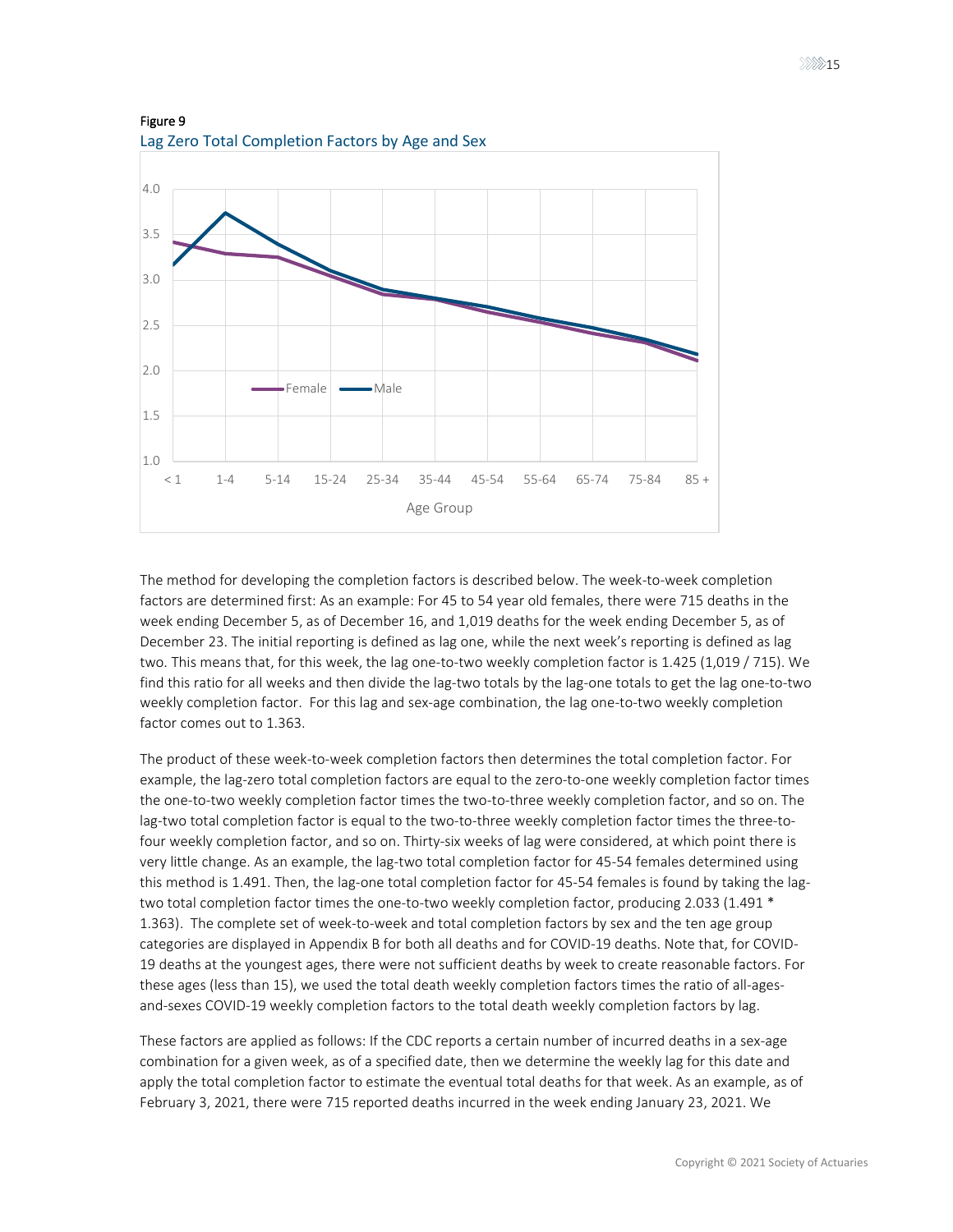Figure 9

Lag Zero Total Completion Factors by Age and Sex

The method for developing the completion factors is described below. The week-to-week completion factors are determined first: As an example: For 45 to 54 year old females, there were 715 deaths in the week ending December 5, as of December 16, and 1,019 deaths for the week ending December 5, as of December 23. The initial reporting is defined as lag one, while the next week's reporting is defined as lag two. This means that, for this week, the lag one-to-two weekly completion factor is 1.425 (1,019 / 715). We find this ratio for all weeks and then divide the lag-two totals by the lag-one totals to get the lag one-to-two weekly completion factor. For this lag and sex-age combination, the lag one-to-two weekly completion factor comes out to 1.363.

The product of these week-to-week completion factors then determines the total completion factor. For example, the lag-zero total completion factors are equal to the zero-to-one weekly completion factor times the one-to-two weekly completion factor times the two-to-three weekly completion factor, and so on. The lag-two total completion factor is equal to the two-to-three weekly completion factor times the three-to-four weekly completion factor, and so on. Thirty-six weeks of lag were considered, at which point there is very little change. As an example, the lag-two total completion factor for 45-54 females determined using this method is 1.491. Then, the lag-one total completion factor for 45-54 females is found by taking the lag-two total completion factor times the one-to-two weekly completion factor, producing 2.033 (1.491 * 1.363). The complete set of week-to-week and total completion factors by sex and the ten age group categories are displayed in Appendix B for both all deaths and for COVID-19 deaths. Note that, for COVID-19 deaths at the youngest ages, there were not sufficient deaths by week to create reasonable factors. For these ages (less than 15), we used the total death weekly completion factors times the ratio of all-ages-and-sexes COVID-19 weekly completion factors to the total death weekly completion factors by lag.

These factors are applied as follows: If the CDC reports a certain number of incurred deaths in a sex-age combination for a given week, as of a specified date, then we determine the weekly lag for this date and apply the total completion factor to estimate the eventual total deaths for that week. As an example, as of February 3, 2021, there were 715 reported deaths incurred in the week ending January 23, 2021. We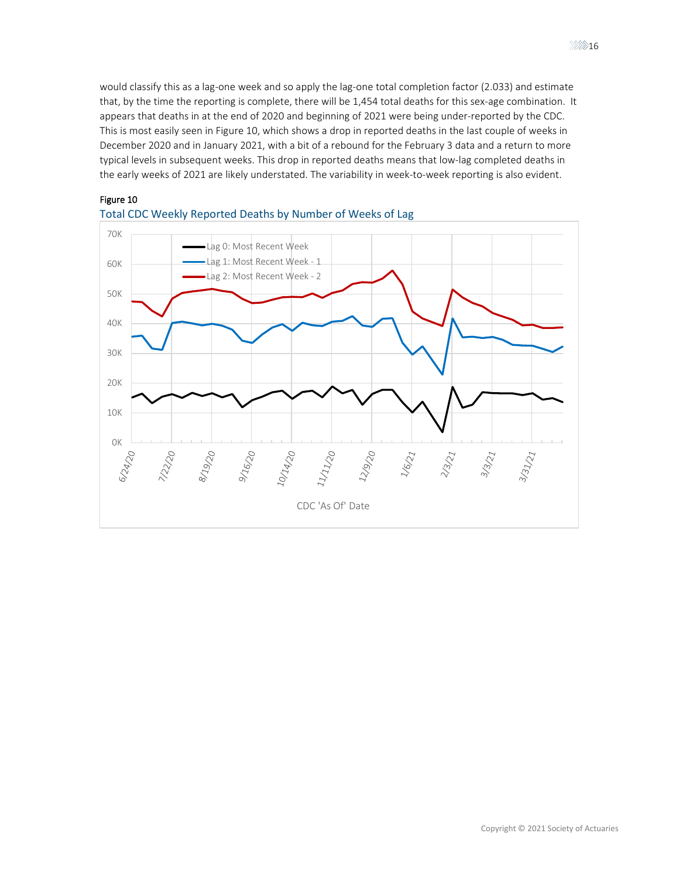would classify this as a lag-one week and so apply the lag-one total completion factor (2.033) and estimate that, by the time the reporting is complete, there will be 1,454 total deaths for this sex-age combination. It appears that deaths in at the end of 2020 and beginning of 2021 were being under-reported by the CDC. This is most easily seen in Figure 10, which shows a drop in reported deaths in the last couple of weeks in December 2020 and in January 2021, with a bit of a rebound for the February 3 data and a return to more typical levels in subsequent weeks. This drop in reported deaths means that low-lag completed deaths in the early weeks of 2021 are likely understated. The variability in week-to-week reporting is also evident.

Figure 10

Total CDC Weekly Reported Deaths by Number of Weeks of Lag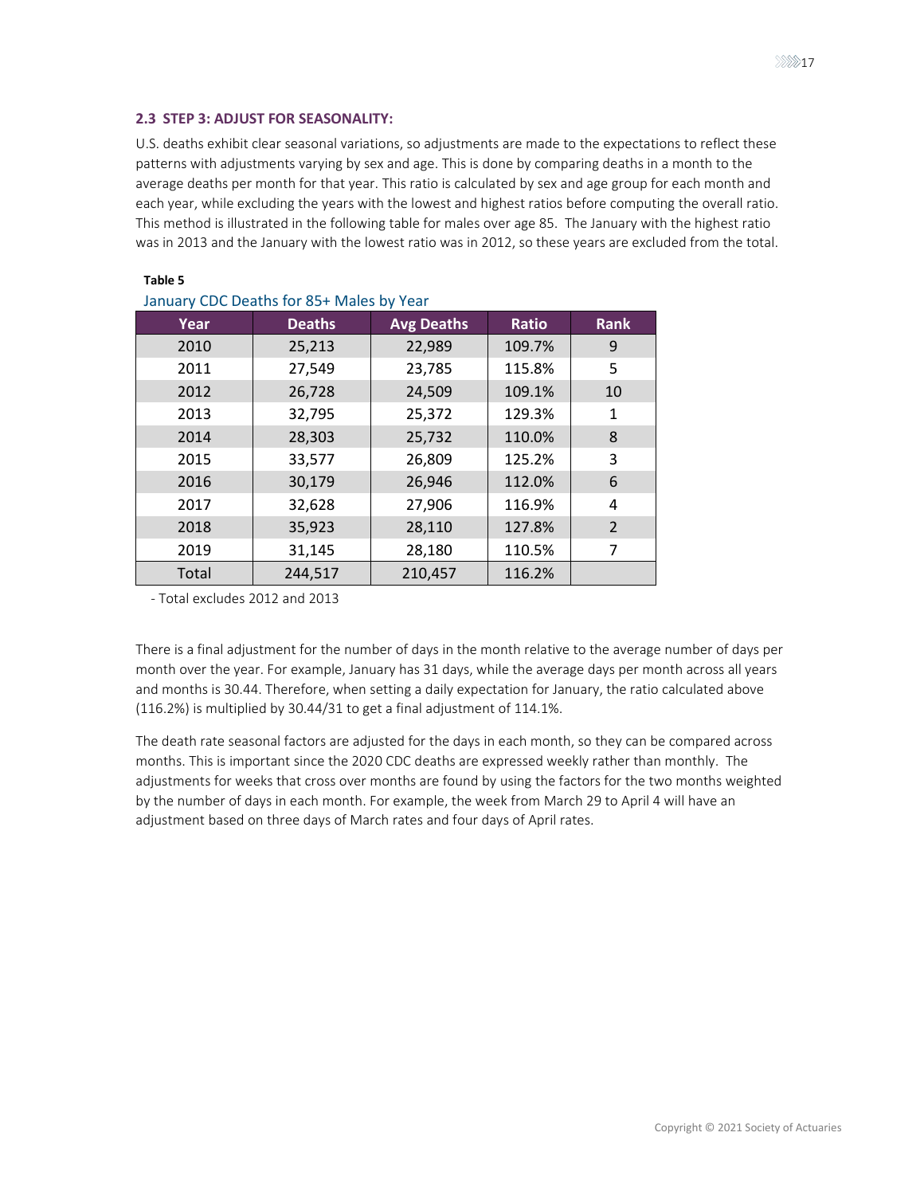## 2.3 STEP 3: ADJUST FOR SEASONALITY:

U.S. deaths exhibit clear seasonal variations, so adjustments are made to the expectations to reflect these patterns with adjustments varying by sex and age. This is done by comparing deaths in a month to the average deaths per month for that year. This ratio is calculated by sex and age group for each month and each year, while excluding the years with the lowest and highest ratios before computing the overall ratio. This method is illustrated in the following table for males over age 85. The January with the highest ratio was in 2013 and the January with the lowest ratio was in 2012, so these years are excluded from the total.

**Table 5**

January CDC Deaths for 85+ Males by Year

| Year | Deaths | Avg Deaths | Ratio | Rank |
|---|---|---|---|---|
| 2010 | 25,213 | 22,989 | 109.7% | 9 |
| 2011 | 27,549 | 23,785 | 115.8% | 5 |
| 2012 | 26,728 | 24,509 | 109.1% | 10 |
| 2013 | 32,795 | 25,372 | 129.3% | 1 |
| 2014 | 28,303 | 25,732 | 110.0% | 8 |
| 2015 | 33,577 | 26,809 | 125.2% | 3 |
| 2016 | 30,179 | 26,946 | 112.0% | 6 |
| 2017 | 32,628 | 27,906 | 116.9% | 4 |
| 2018 | 35,923 | 28,110 | 127.8% | 2 |
| 2019 | 31,145 | 28,180 | 110.5% | 7 |
| Total | 244,517 | 210,457 | 116.2% | |

- Total excludes 2012 and 2013

There is a final adjustment for the number of days in the month relative to the average number of days per month over the year. For example, January has 31 days, while the average days per month across all years and months is 30.44. Therefore, when setting a daily expectation for January, the ratio calculated above (116.2%) is multiplied by 30.44/31 to get a final adjustment of 114.1%.

The death rate seasonal factors are adjusted for the days in each month, so they can be compared across months. This is important since the 2020 CDC deaths are expressed weekly rather than monthly. The adjustments for weeks that cross over months are found by using the factors for the two months weighted by the number of days in each month. For example, the week from March 29 to April 4 will have an adjustment based on three days of March rates and four days of April rates.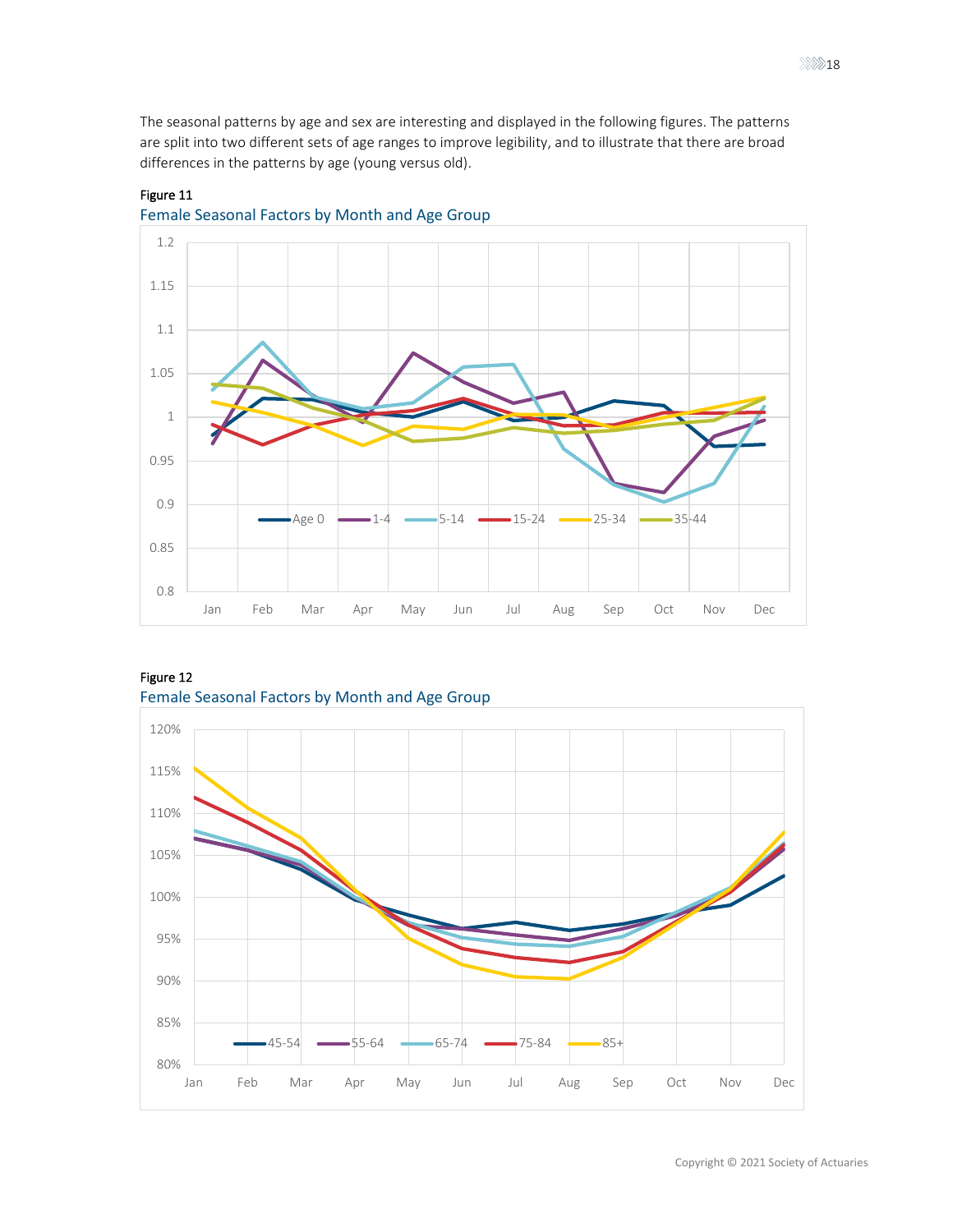The seasonal patterns by age and sex are interesting and displayed in the following figures. The patterns are split into two different sets of age ranges to improve legibility, and to illustrate that there are broad differences in the patterns by age (young versus old).

**Figure 11**

Female Seasonal Factors by Month and Age Group

**Figure 12**

Female Seasonal Factors by Month and Age Group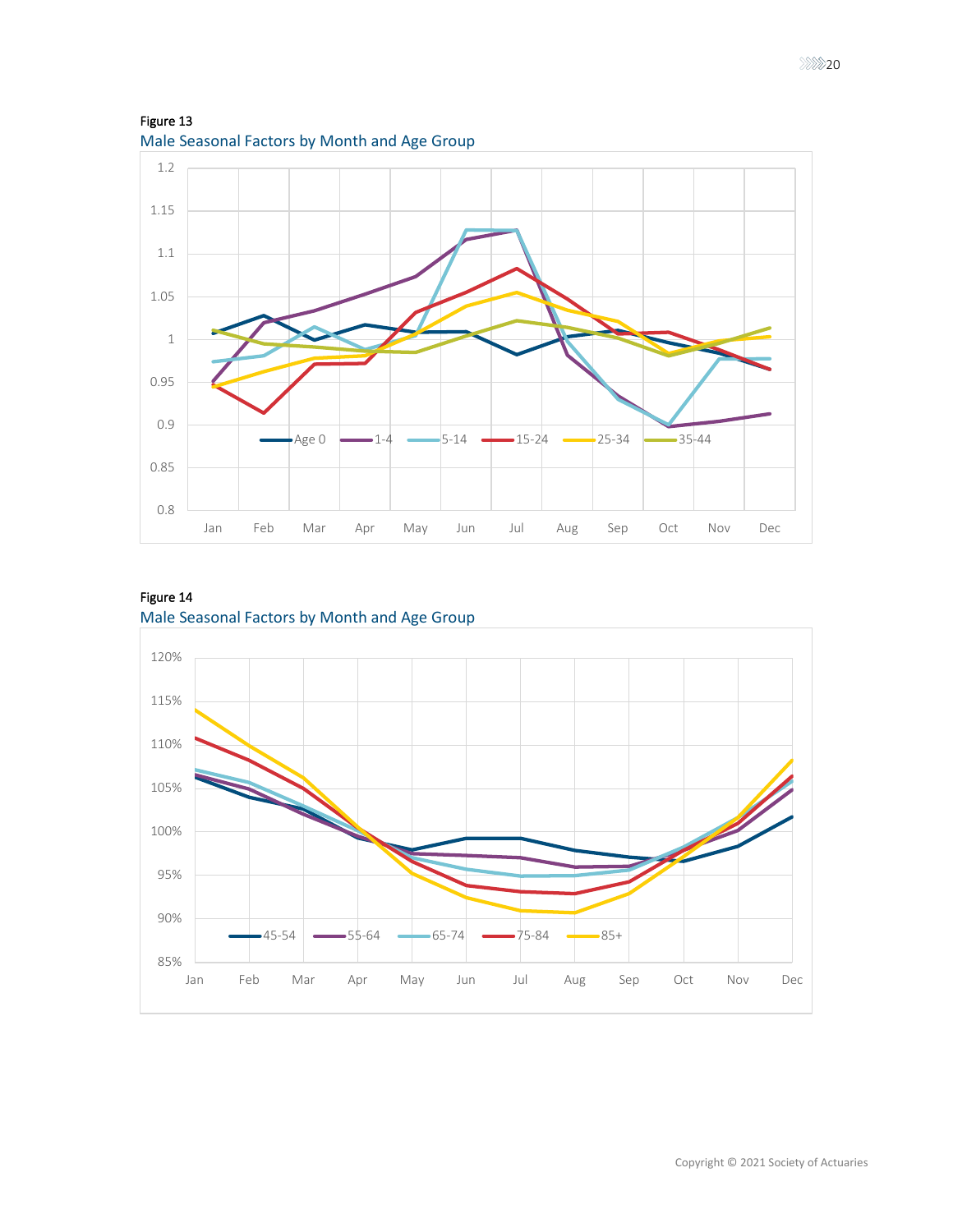Figure 13

Male Seasonal Factors by Month and Age Group

Figure 14

Male Seasonal Factors by Month and Age Group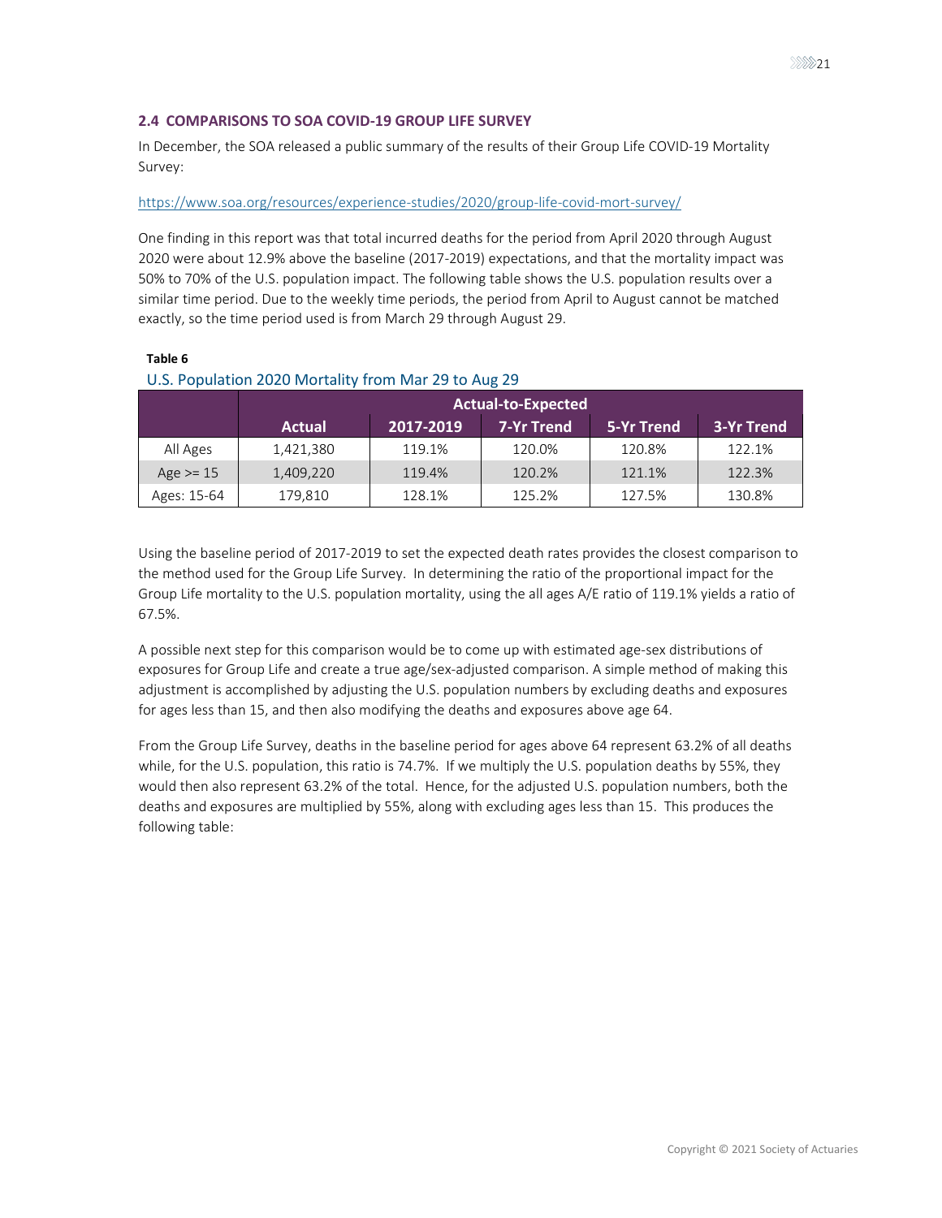### 2.4 COMPARISONS TO SOA COVID-19 GROUP LIFE SURVEY

In December, the SOA released a public summary of the results of their Group Life COVID-19 Mortality Survey:

https://www.soa.org/resources/experience-studies/2020/group-life-covid-mort-survey/

One finding in this report was that total incurred deaths for the period from April 2020 through August 2020 were about 12.9% above the baseline (2017-2019) expectations, and that the mortality impact was 50% to 70% of the U.S. population impact. The following table shows the U.S. population results over a similar time period. Due to the weekly time periods, the period from April to August cannot be matched exactly, so the time period used is from March 29 through August 29.

**Table 6**

U.S. Population 2020 Mortality from Mar 29 to Aug 29

| | Actual-to-Expected | | | | |
|---|---|---|---|---|---|
| | **Actual** | **2017-2019** | **7-Yr Trend** | **5-Yr Trend** | **3-Yr Trend** |
| All Ages | 1,421,380 | 119.1% | 120.0% | 120.8% | 122.1% |
| Age >= 15 | 1,409,220 | 119.4% | 120.2% | 121.1% | 122.3% |
| Ages: 15-64 | 179,810 | 128.1% | 125.2% | 127.5% | 130.8% |

Using the baseline period of 2017-2019 to set the expected death rates provides the closest comparison to the method used for the Group Life Survey. In determining the ratio of the proportional impact for the Group Life mortality to the U.S. population mortality, using the all ages A/E ratio of 119.1% yields a ratio of 67.5%.

A possible next step for this comparison would be to come up with estimated age-sex distributions of exposures for Group Life and create a true age/sex-adjusted comparison. A simple method of making this adjustment is accomplished by adjusting the U.S. population numbers by excluding deaths and exposures for ages less than 15, and then also modifying the deaths and exposures above age 64.

From the Group Life Survey, deaths in the baseline period for ages above 64 represent 63.2% of all deaths while, for the U.S. population, this ratio is 74.7%. If we multiply the U.S. population deaths by 55%, they would then also represent 63.2% of the total. Hence, for the adjusted U.S. population numbers, both the deaths and exposures are multiplied by 55%, along with excluding ages less than 15. This produces the following table: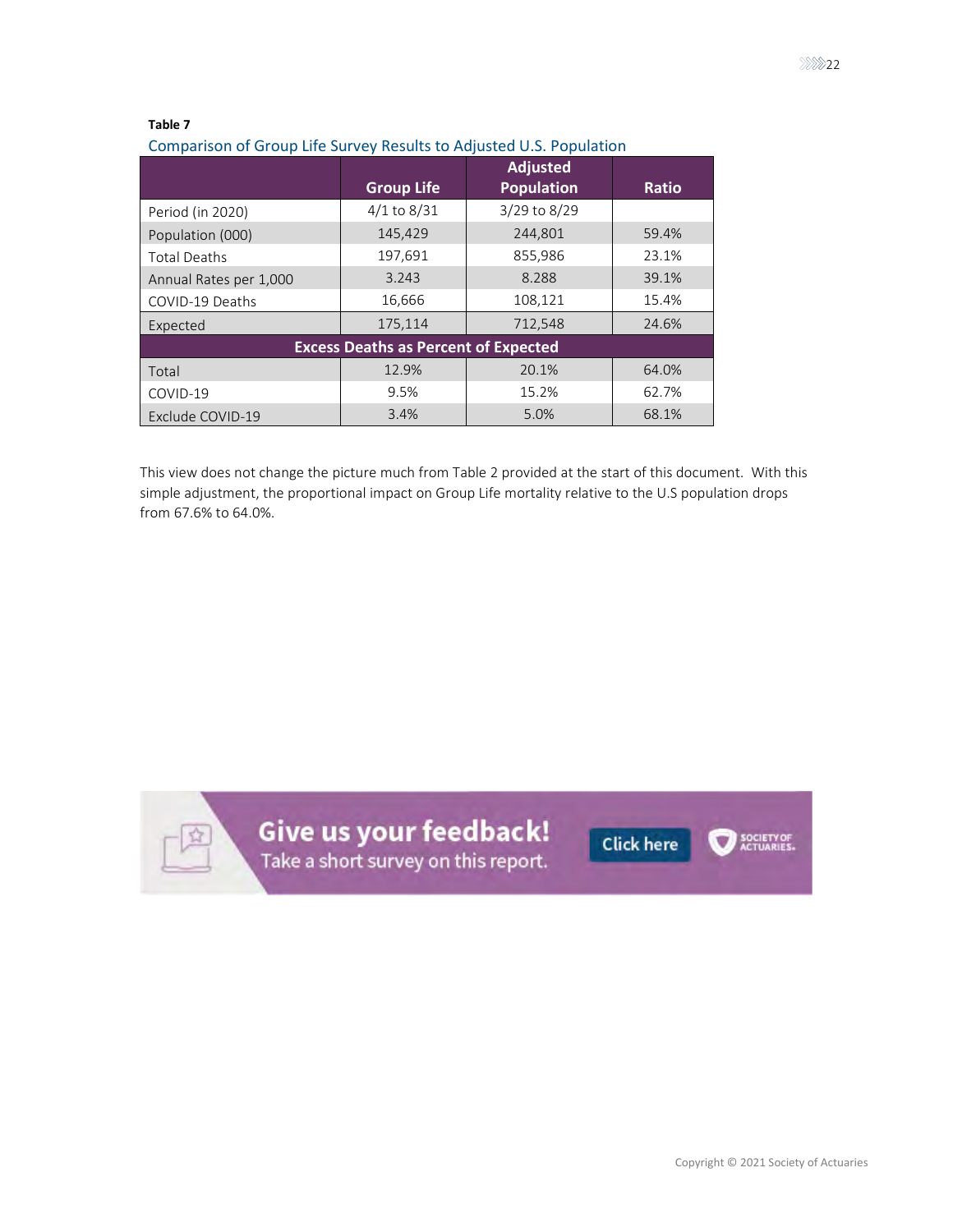**Table 7**

Comparison of Group Life Survey Results to Adjusted U.S. Population

| | Group Life | Adjusted Population | Ratio |
|---|---|---|---|
| Period (in 2020) | 4/1 to 8/31 | 3/29 to 8/29 | |
| Population (000) | 145,429 | 244,801 | 59.4% |
| Total Deaths | 197,691 | 855,986 | 23.1% |
| Annual Rates per 1,000 | 3.243 | 8.288 | 39.1% |
| COVID-19 Deaths | 16,666 | 108,121 | 15.4% |
| Expected | 175,114 | 712,548 | 24.6% |
| **Excess Deaths as Percent of Expected** | | | |
| Total | 12.9% | 20.1% | 64.0% |
| COVID-19 | 9.5% | 15.2% | 62.7% |
| Exclude COVID-19 | 3.4% | 5.0% | 68.1% |

This view does not change the picture much from Table 2 provided at the start of this document. With this simple adjustment, the proportional impact on Group Life mortality relative to the U.S population drops from 67.6% to 64.0%.

Give us your feedback! Take a short survey on this report. Click here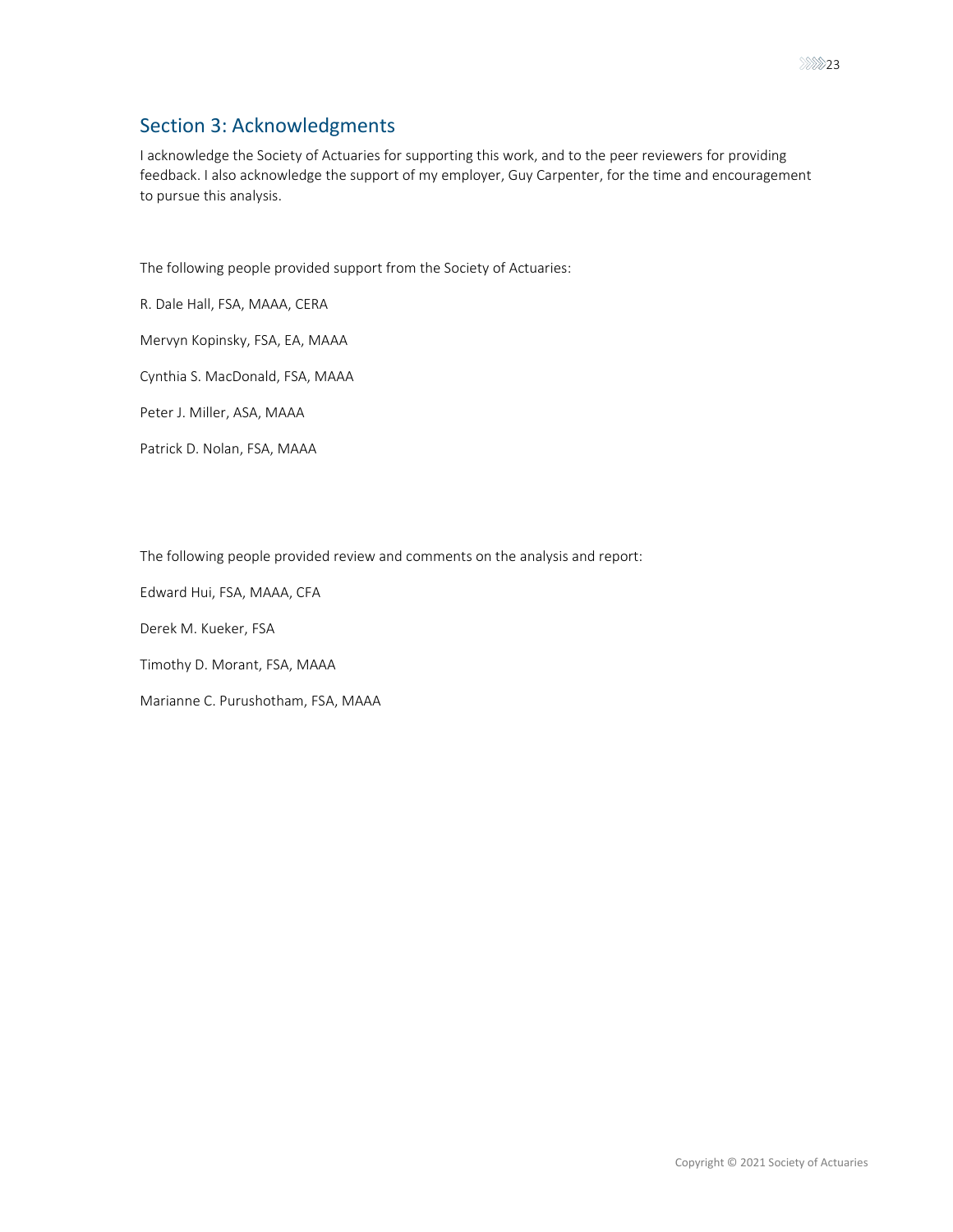## Section 3: Acknowledgments

I acknowledge the Society of Actuaries for supporting this work, and to the peer reviewers for providing feedback. I also acknowledge the support of my employer, Guy Carpenter, for the time and encouragement to pursue this analysis.

The following people provided support from the Society of Actuaries:

R. Dale Hall, FSA, MAAA, CERA

Mervyn Kopinsky, FSA, EA, MAAA

Cynthia S. MacDonald, FSA, MAAA

Peter J. Miller, ASA, MAAA

Patrick D. Nolan, FSA, MAAA

The following people provided review and comments on the analysis and report:

Edward Hui, FSA, MAAA, CFA

Derek M. Kueker, FSA

Timothy D. Morant, FSA, MAAA

Marianne C. Purushotham, FSA, MAAA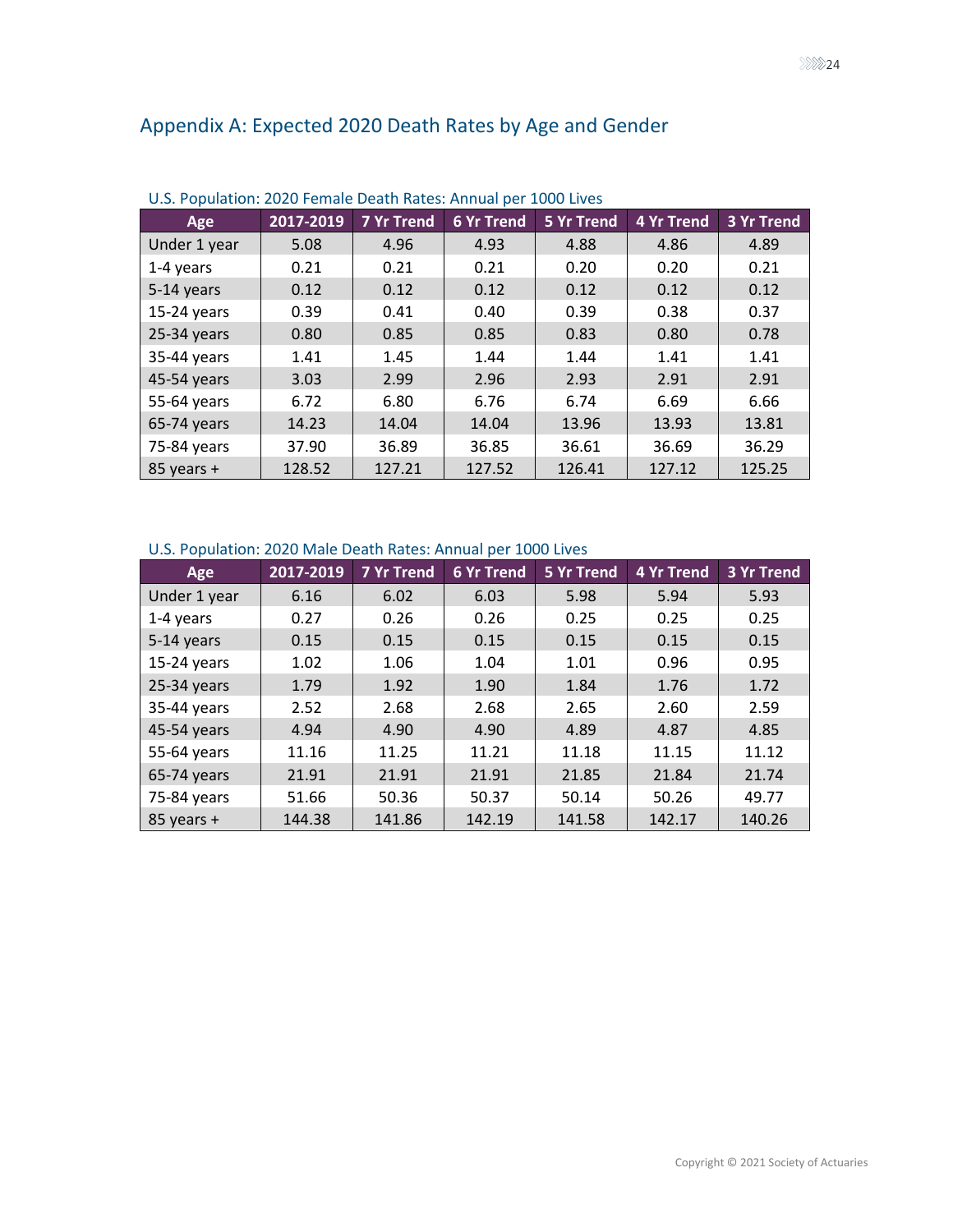## Appendix A: Expected 2020 Death Rates by Age and Gender

U.S. Population: 2020 Female Death Rates: Annual per 1000 Lives

| Age | 2017-2019 | 7 Yr Trend | 6 Yr Trend | 5 Yr Trend | 4 Yr Trend | 3 Yr Trend |
|---|---|---|---|---|---|---|
| Under 1 year | 5.08 | 4.96 | 4.93 | 4.88 | 4.86 | 4.89 |
| 1-4 years | 0.21 | 0.21 | 0.21 | 0.20 | 0.20 | 0.21 |
| 5-14 years | 0.12 | 0.12 | 0.12 | 0.12 | 0.12 | 0.12 |
| 15-24 years | 0.39 | 0.41 | 0.40 | 0.39 | 0.38 | 0.37 |
| 25-34 years | 0.80 | 0.85 | 0.85 | 0.83 | 0.80 | 0.78 |
| 35-44 years | 1.41 | 1.45 | 1.44 | 1.44 | 1.41 | 1.41 |
| 45-54 years | 3.03 | 2.99 | 2.96 | 2.93 | 2.91 | 2.91 |
| 55-64 years | 6.72 | 6.80 | 6.76 | 6.74 | 6.69 | 6.66 |
| 65-74 years | 14.23 | 14.04 | 14.04 | 13.96 | 13.93 | 13.81 |
| 75-84 years | 37.90 | 36.89 | 36.85 | 36.61 | 36.69 | 36.29 |
| 85 years + | 128.52 | 127.21 | 127.52 | 126.41 | 127.12 | 125.25 |

U.S. Population: 2020 Male Death Rates: Annual per 1000 Lives

| Age | 2017-2019 | 7 Yr Trend | 6 Yr Trend | 5 Yr Trend | 4 Yr Trend | 3 Yr Trend |
|---|---|---|---|---|---|---|
| Under 1 year | 6.16 | 6.02 | 6.03 | 5.98 | 5.94 | 5.93 |
| 1-4 years | 0.27 | 0.26 | 0.26 | 0.25 | 0.25 | 0.25 |
| 5-14 years | 0.15 | 0.15 | 0.15 | 0.15 | 0.15 | 0.15 |
| 15-24 years | 1.02 | 1.06 | 1.04 | 1.01 | 0.96 | 0.95 |
| 25-34 years | 1.79 | 1.92 | 1.90 | 1.84 | 1.76 | 1.72 |
| 35-44 years | 2.52 | 2.68 | 2.68 | 2.65 | 2.60 | 2.59 |
| 45-54 years | 4.94 | 4.90 | 4.90 | 4.89 | 4.87 | 4.85 |
| 55-64 years | 11.16 | 11.25 | 11.21 | 11.18 | 11.15 | 11.12 |
| 65-74 years | 21.91 | 21.91 | 21.91 | 21.85 | 21.84 | 21.74 |
| 75-84 years | 51.66 | 50.36 | 50.37 | 50.14 | 50.26 | 49.77 |
| 85 years + | 144.38 | 141.86 | 142.19 | 141.58 | 142.17 | 140.26 |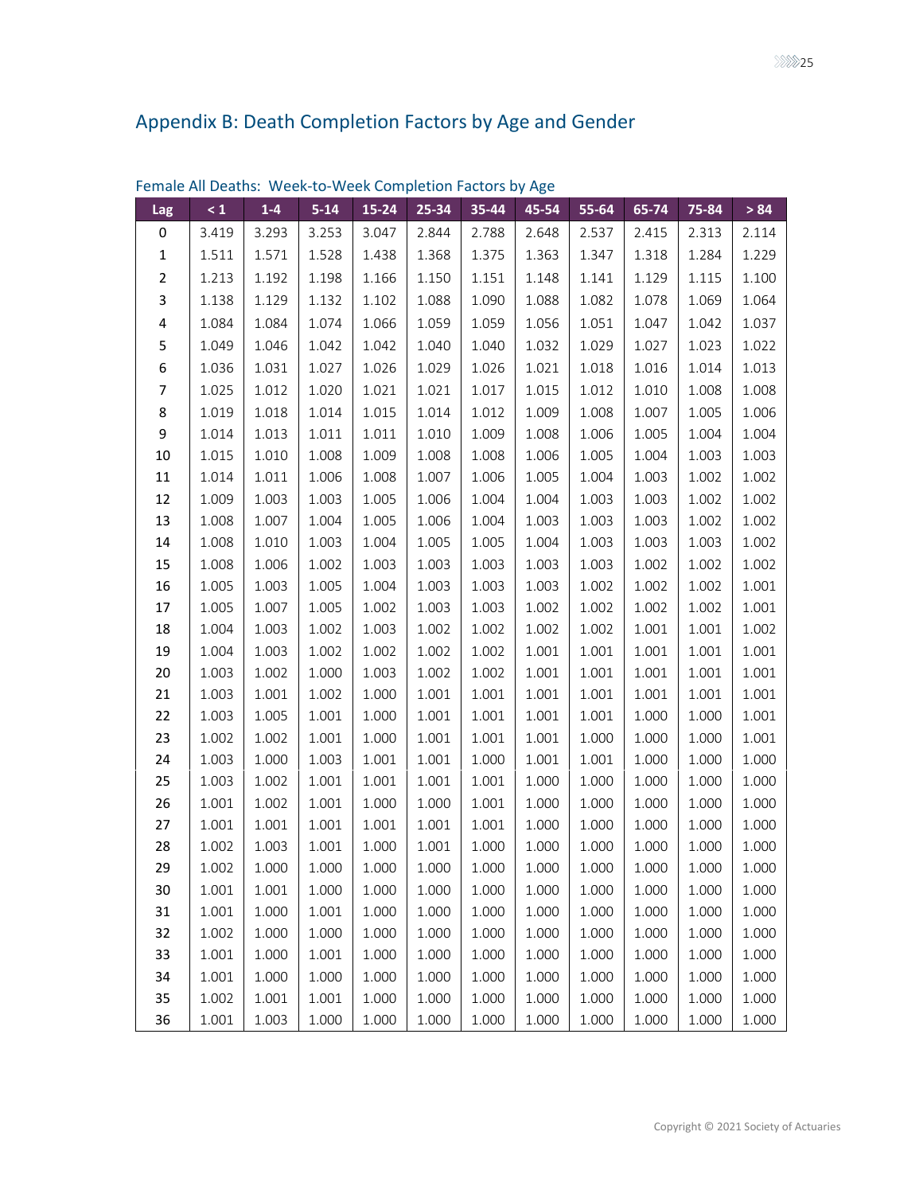## Appendix B: Death Completion Factors by Age and Gender

### Female All Deaths: Week-to-Week Completion Factors by Age

| Lag | < 1 | 1-4 | 5-14 | 15-24 | 25-34 | 35-44 | 45-54 | 55-64 | 65-74 | 75-84 | > 84 |
|---|---|---|---|---|---|---|---|---|---|---|---|
| 0 | 3.419 | 3.293 | 3.253 | 3.047 | 2.844 | 2.788 | 2.648 | 2.537 | 2.415 | 2.313 | 2.114 |
| 1 | 1.511 | 1.571 | 1.528 | 1.438 | 1.368 | 1.375 | 1.363 | 1.347 | 1.318 | 1.284 | 1.229 |
| 2 | 1.213 | 1.192 | 1.198 | 1.166 | 1.150 | 1.151 | 1.148 | 1.141 | 1.129 | 1.115 | 1.100 |
| 3 | 1.138 | 1.129 | 1.132 | 1.102 | 1.088 | 1.090 | 1.088 | 1.082 | 1.078 | 1.069 | 1.064 |
| 4 | 1.084 | 1.084 | 1.074 | 1.066 | 1.059 | 1.059 | 1.056 | 1.051 | 1.047 | 1.042 | 1.037 |
| 5 | 1.049 | 1.046 | 1.042 | 1.042 | 1.040 | 1.040 | 1.032 | 1.029 | 1.027 | 1.023 | 1.022 |
| 6 | 1.036 | 1.031 | 1.027 | 1.026 | 1.029 | 1.026 | 1.021 | 1.018 | 1.016 | 1.014 | 1.013 |
| 7 | 1.025 | 1.012 | 1.020 | 1.021 | 1.021 | 1.017 | 1.015 | 1.012 | 1.010 | 1.008 | 1.008 |
| 8 | 1.019 | 1.018 | 1.014 | 1.015 | 1.014 | 1.012 | 1.009 | 1.008 | 1.007 | 1.005 | 1.006 |
| 9 | 1.014 | 1.013 | 1.011 | 1.011 | 1.010 | 1.009 | 1.008 | 1.006 | 1.005 | 1.004 | 1.004 |
| 10 | 1.015 | 1.010 | 1.008 | 1.009 | 1.008 | 1.008 | 1.006 | 1.005 | 1.004 | 1.003 | 1.003 |
| 11 | 1.014 | 1.011 | 1.006 | 1.008 | 1.007 | 1.006 | 1.005 | 1.004 | 1.003 | 1.002 | 1.002 |
| 12 | 1.009 | 1.003 | 1.003 | 1.005 | 1.006 | 1.004 | 1.004 | 1.003 | 1.003 | 1.002 | 1.002 |
| 13 | 1.008 | 1.007 | 1.004 | 1.005 | 1.006 | 1.004 | 1.003 | 1.003 | 1.003 | 1.002 | 1.002 |
| 14 | 1.008 | 1.010 | 1.003 | 1.004 | 1.005 | 1.005 | 1.004 | 1.003 | 1.003 | 1.003 | 1.002 |
| 15 | 1.008 | 1.006 | 1.002 | 1.003 | 1.003 | 1.003 | 1.003 | 1.003 | 1.002 | 1.002 | 1.002 |
| 16 | 1.005 | 1.003 | 1.005 | 1.004 | 1.003 | 1.003 | 1.003 | 1.002 | 1.002 | 1.002 | 1.001 |
| 17 | 1.005 | 1.007 | 1.005 | 1.002 | 1.003 | 1.003 | 1.002 | 1.002 | 1.002 | 1.002 | 1.001 |
| 18 | 1.004 | 1.003 | 1.002 | 1.003 | 1.002 | 1.002 | 1.002 | 1.002 | 1.001 | 1.001 | 1.002 |
| 19 | 1.004 | 1.003 | 1.002 | 1.002 | 1.002 | 1.002 | 1.001 | 1.001 | 1.001 | 1.001 | 1.001 |
| 20 | 1.003 | 1.002 | 1.000 | 1.003 | 1.002 | 1.002 | 1.001 | 1.001 | 1.001 | 1.001 | 1.001 |
| 21 | 1.003 | 1.001 | 1.002 | 1.000 | 1.001 | 1.001 | 1.001 | 1.001 | 1.001 | 1.001 | 1.001 |
| 22 | 1.003 | 1.005 | 1.001 | 1.000 | 1.001 | 1.001 | 1.001 | 1.001 | 1.000 | 1.000 | 1.001 |
| 23 | 1.002 | 1.002 | 1.001 | 1.000 | 1.001 | 1.001 | 1.001 | 1.000 | 1.000 | 1.000 | 1.001 |
| 24 | 1.003 | 1.000 | 1.003 | 1.001 | 1.001 | 1.000 | 1.001 | 1.001 | 1.000 | 1.000 | 1.000 |
| 25 | 1.003 | 1.002 | 1.001 | 1.001 | 1.001 | 1.001 | 1.000 | 1.000 | 1.000 | 1.000 | 1.000 |
| 26 | 1.001 | 1.002 | 1.001 | 1.000 | 1.000 | 1.001 | 1.000 | 1.000 | 1.000 | 1.000 | 1.000 |
| 27 | 1.001 | 1.001 | 1.001 | 1.001 | 1.001 | 1.001 | 1.000 | 1.000 | 1.000 | 1.000 | 1.000 |
| 28 | 1.002 | 1.003 | 1.001 | 1.000 | 1.001 | 1.000 | 1.000 | 1.000 | 1.000 | 1.000 | 1.000 |
| 29 | 1.002 | 1.000 | 1.000 | 1.000 | 1.000 | 1.000 | 1.000 | 1.000 | 1.000 | 1.000 | 1.000 |
| 30 | 1.001 | 1.001 | 1.000 | 1.000 | 1.000 | 1.000 | 1.000 | 1.000 | 1.000 | 1.000 | 1.000 |
| 31 | 1.001 | 1.000 | 1.001 | 1.000 | 1.000 | 1.000 | 1.000 | 1.000 | 1.000 | 1.000 | 1.000 |
| 32 | 1.002 | 1.000 | 1.000 | 1.000 | 1.000 | 1.000 | 1.000 | 1.000 | 1.000 | 1.000 | 1.000 |
| 33 | 1.001 | 1.000 | 1.001 | 1.000 | 1.000 | 1.000 | 1.000 | 1.000 | 1.000 | 1.000 | 1.000 |
| 34 | 1.001 | 1.000 | 1.000 | 1.000 | 1.000 | 1.000 | 1.000 | 1.000 | 1.000 | 1.000 | 1.000 |
| 35 | 1.002 | 1.001 | 1.001 | 1.000 | 1.000 | 1.000 | 1.000 | 1.000 | 1.000 | 1.000 | 1.000 |
| 36 | 1.001 | 1.003 | 1.000 | 1.000 | 1.000 | 1.000 | 1.000 | 1.000 | 1.000 | 1.000 | 1.000 |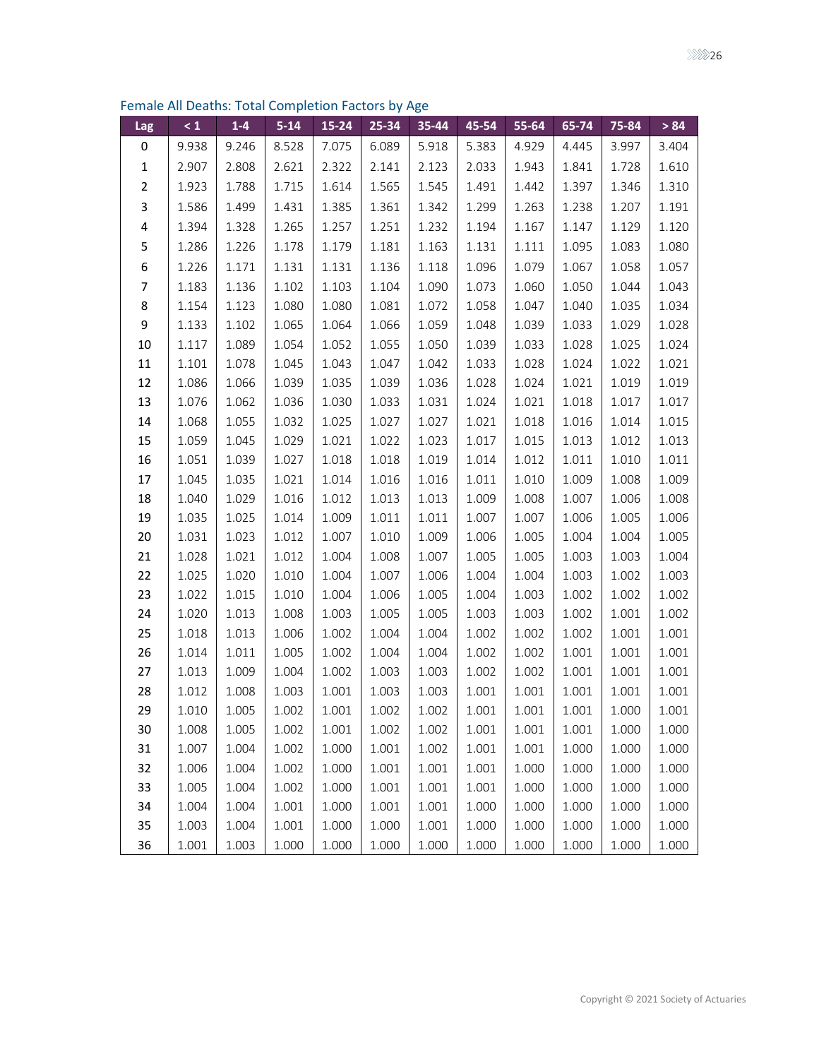## Female All Deaths: Total Completion Factors by Age

| Lag | < 1 | 1-4 | 5-14 | 15-24 | 25-34 | 35-44 | 45-54 | 55-64 | 65-74 | 75-84 | > 84 |
|---|---|---|---|---|---|---|---|---|---|---|---|
| 0 | 9.938 | 9.246 | 8.528 | 7.075 | 6.089 | 5.918 | 5.383 | 4.929 | 4.445 | 3.997 | 3.404 |
| 1 | 2.907 | 2.808 | 2.621 | 2.322 | 2.141 | 2.123 | 2.033 | 1.943 | 1.841 | 1.728 | 1.610 |
| 2 | 1.923 | 1.788 | 1.715 | 1.614 | 1.565 | 1.545 | 1.491 | 1.442 | 1.397 | 1.346 | 1.310 |
| 3 | 1.586 | 1.499 | 1.431 | 1.385 | 1.361 | 1.342 | 1.299 | 1.263 | 1.238 | 1.207 | 1.191 |
| 4 | 1.394 | 1.328 | 1.265 | 1.257 | 1.251 | 1.232 | 1.194 | 1.167 | 1.147 | 1.129 | 1.120 |
| 5 | 1.286 | 1.226 | 1.178 | 1.179 | 1.181 | 1.163 | 1.131 | 1.111 | 1.095 | 1.083 | 1.080 |
| 6 | 1.226 | 1.171 | 1.131 | 1.131 | 1.136 | 1.118 | 1.096 | 1.079 | 1.067 | 1.058 | 1.057 |
| 7 | 1.183 | 1.136 | 1.102 | 1.103 | 1.104 | 1.090 | 1.073 | 1.060 | 1.050 | 1.044 | 1.043 |
| 8 | 1.154 | 1.123 | 1.080 | 1.080 | 1.081 | 1.072 | 1.058 | 1.047 | 1.040 | 1.035 | 1.034 |
| 9 | 1.133 | 1.102 | 1.065 | 1.064 | 1.066 | 1.059 | 1.048 | 1.039 | 1.033 | 1.029 | 1.028 |
| 10 | 1.117 | 1.089 | 1.054 | 1.052 | 1.055 | 1.050 | 1.039 | 1.033 | 1.028 | 1.025 | 1.024 |
| 11 | 1.101 | 1.078 | 1.045 | 1.043 | 1.047 | 1.042 | 1.033 | 1.028 | 1.024 | 1.022 | 1.021 |
| 12 | 1.086 | 1.066 | 1.039 | 1.035 | 1.039 | 1.036 | 1.028 | 1.024 | 1.021 | 1.019 | 1.019 |
| 13 | 1.076 | 1.062 | 1.036 | 1.030 | 1.033 | 1.031 | 1.024 | 1.021 | 1.018 | 1.017 | 1.017 |
| 14 | 1.068 | 1.055 | 1.032 | 1.025 | 1.027 | 1.027 | 1.021 | 1.018 | 1.016 | 1.014 | 1.015 |
| 15 | 1.059 | 1.045 | 1.029 | 1.021 | 1.022 | 1.023 | 1.017 | 1.015 | 1.013 | 1.012 | 1.013 |
| 16 | 1.051 | 1.039 | 1.027 | 1.018 | 1.018 | 1.019 | 1.014 | 1.012 | 1.011 | 1.010 | 1.011 |
| 17 | 1.045 | 1.035 | 1.021 | 1.014 | 1.016 | 1.016 | 1.011 | 1.010 | 1.009 | 1.008 | 1.009 |
| 18 | 1.040 | 1.029 | 1.016 | 1.012 | 1.013 | 1.013 | 1.009 | 1.008 | 1.007 | 1.006 | 1.008 |
| 19 | 1.035 | 1.025 | 1.014 | 1.009 | 1.011 | 1.011 | 1.007 | 1.007 | 1.006 | 1.005 | 1.006 |
| 20 | 1.031 | 1.023 | 1.012 | 1.007 | 1.010 | 1.009 | 1.006 | 1.005 | 1.004 | 1.004 | 1.005 |
| 21 | 1.028 | 1.021 | 1.012 | 1.004 | 1.008 | 1.007 | 1.005 | 1.005 | 1.003 | 1.003 | 1.004 |
| 22 | 1.025 | 1.020 | 1.010 | 1.004 | 1.007 | 1.006 | 1.004 | 1.004 | 1.003 | 1.002 | 1.003 |
| 23 | 1.022 | 1.015 | 1.010 | 1.004 | 1.006 | 1.005 | 1.004 | 1.003 | 1.002 | 1.002 | 1.002 |
| 24 | 1.020 | 1.013 | 1.008 | 1.003 | 1.005 | 1.005 | 1.003 | 1.003 | 1.002 | 1.001 | 1.002 |
| 25 | 1.018 | 1.013 | 1.006 | 1.002 | 1.004 | 1.004 | 1.002 | 1.002 | 1.002 | 1.001 | 1.001 |
| 26 | 1.014 | 1.011 | 1.005 | 1.002 | 1.004 | 1.004 | 1.002 | 1.002 | 1.001 | 1.001 | 1.001 |
| 27 | 1.013 | 1.009 | 1.004 | 1.002 | 1.003 | 1.003 | 1.002 | 1.002 | 1.001 | 1.001 | 1.001 |
| 28 | 1.012 | 1.008 | 1.003 | 1.001 | 1.003 | 1.003 | 1.001 | 1.001 | 1.001 | 1.001 | 1.001 |
| 29 | 1.010 | 1.005 | 1.002 | 1.001 | 1.002 | 1.002 | 1.001 | 1.001 | 1.001 | 1.000 | 1.001 |
| 30 | 1.008 | 1.005 | 1.002 | 1.001 | 1.002 | 1.002 | 1.001 | 1.001 | 1.001 | 1.000 | 1.000 |
| 31 | 1.007 | 1.004 | 1.002 | 1.000 | 1.001 | 1.002 | 1.001 | 1.001 | 1.000 | 1.000 | 1.000 |
| 32 | 1.006 | 1.004 | 1.002 | 1.000 | 1.001 | 1.001 | 1.001 | 1.000 | 1.000 | 1.000 | 1.000 |
| 33 | 1.005 | 1.004 | 1.002 | 1.000 | 1.001 | 1.001 | 1.001 | 1.000 | 1.000 | 1.000 | 1.000 |
| 34 | 1.004 | 1.004 | 1.001 | 1.000 | 1.001 | 1.001 | 1.000 | 1.000 | 1.000 | 1.000 | 1.000 |
| 35 | 1.003 | 1.004 | 1.001 | 1.000 | 1.000 | 1.001 | 1.000 | 1.000 | 1.000 | 1.000 | 1.000 |
| 36 | 1.001 | 1.003 | 1.000 | 1.000 | 1.000 | 1.000 | 1.000 | 1.000 | 1.000 | 1.000 | 1.000 |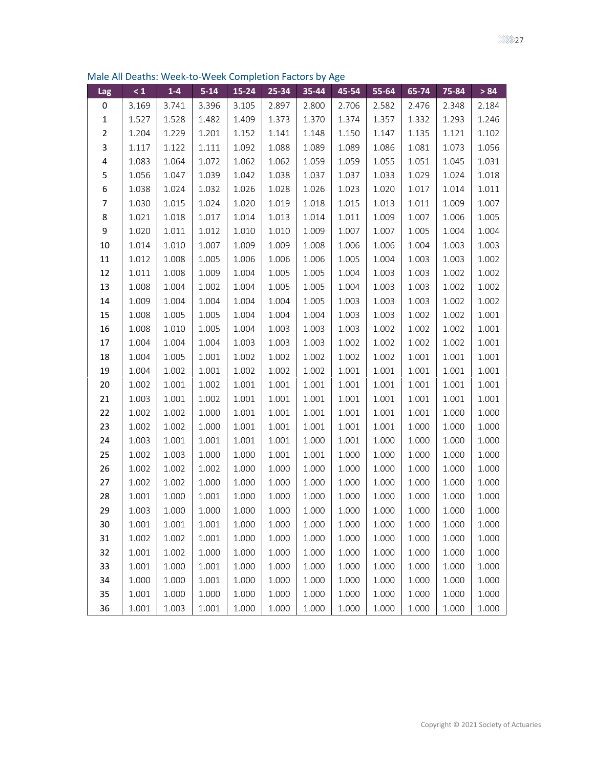Male All Deaths: Week-to-Week Completion Factors by Age

| Lag | < 1 | 1-4 | 5-14 | 15-24 | 25-34 | 35-44 | 45-54 | 55-64 | 65-74 | 75-84 | > 84 |
|---|---|---|---|---|---|---|---|---|---|---|---|
| 0 | 3.169 | 3.741 | 3.396 | 3.105 | 2.897 | 2.800 | 2.706 | 2.582 | 2.476 | 2.348 | 2.184 |
| 1 | 1.527 | 1.528 | 1.482 | 1.409 | 1.373 | 1.370 | 1.374 | 1.357 | 1.332 | 1.293 | 1.246 |
| 2 | 1.204 | 1.229 | 1.201 | 1.152 | 1.141 | 1.148 | 1.150 | 1.147 | 1.135 | 1.121 | 1.102 |
| 3 | 1.117 | 1.122 | 1.111 | 1.092 | 1.088 | 1.089 | 1.089 | 1.086 | 1.081 | 1.073 | 1.056 |
| 4 | 1.083 | 1.064 | 1.072 | 1.062 | 1.062 | 1.059 | 1.059 | 1.055 | 1.051 | 1.045 | 1.031 |
| 5 | 1.056 | 1.047 | 1.039 | 1.042 | 1.038 | 1.037 | 1.037 | 1.033 | 1.029 | 1.024 | 1.018 |
| 6 | 1.038 | 1.024 | 1.032 | 1.026 | 1.028 | 1.026 | 1.023 | 1.020 | 1.017 | 1.014 | 1.011 |
| 7 | 1.030 | 1.015 | 1.024 | 1.020 | 1.019 | 1.018 | 1.015 | 1.013 | 1.011 | 1.009 | 1.007 |
| 8 | 1.021 | 1.018 | 1.017 | 1.014 | 1.013 | 1.014 | 1.011 | 1.009 | 1.007 | 1.006 | 1.005 |
| 9 | 1.020 | 1.011 | 1.012 | 1.010 | 1.010 | 1.009 | 1.007 | 1.007 | 1.005 | 1.004 | 1.004 |
| 10 | 1.014 | 1.010 | 1.007 | 1.009 | 1.009 | 1.008 | 1.006 | 1.006 | 1.004 | 1.003 | 1.003 |
| 11 | 1.012 | 1.008 | 1.005 | 1.006 | 1.006 | 1.006 | 1.005 | 1.004 | 1.003 | 1.003 | 1.002 |
| 12 | 1.011 | 1.008 | 1.009 | 1.004 | 1.005 | 1.005 | 1.004 | 1.003 | 1.003 | 1.002 | 1.002 |
| 13 | 1.008 | 1.004 | 1.002 | 1.004 | 1.005 | 1.005 | 1.004 | 1.003 | 1.003 | 1.002 | 1.002 |
| 14 | 1.009 | 1.004 | 1.004 | 1.004 | 1.004 | 1.005 | 1.003 | 1.003 | 1.003 | 1.002 | 1.002 |
| 15 | 1.008 | 1.005 | 1.005 | 1.004 | 1.004 | 1.004 | 1.003 | 1.003 | 1.002 | 1.002 | 1.001 |
| 16 | 1.008 | 1.010 | 1.005 | 1.004 | 1.003 | 1.003 | 1.003 | 1.002 | 1.002 | 1.002 | 1.001 |
| 17 | 1.004 | 1.004 | 1.004 | 1.003 | 1.003 | 1.003 | 1.002 | 1.002 | 1.002 | 1.002 | 1.001 |
| 18 | 1.004 | 1.005 | 1.001 | 1.002 | 1.002 | 1.002 | 1.002 | 1.002 | 1.001 | 1.001 | 1.001 |
| 19 | 1.004 | 1.002 | 1.001 | 1.002 | 1.002 | 1.002 | 1.001 | 1.001 | 1.001 | 1.001 | 1.001 |
| 20 | 1.002 | 1.001 | 1.002 | 1.001 | 1.001 | 1.001 | 1.001 | 1.001 | 1.001 | 1.001 | 1.001 |
| 21 | 1.003 | 1.001 | 1.002 | 1.001 | 1.001 | 1.001 | 1.001 | 1.001 | 1.001 | 1.001 | 1.001 |
| 22 | 1.002 | 1.002 | 1.000 | 1.001 | 1.001 | 1.001 | 1.001 | 1.001 | 1.001 | 1.000 | 1.000 |
| 23 | 1.002 | 1.002 | 1.000 | 1.001 | 1.001 | 1.001 | 1.001 | 1.001 | 1.000 | 1.000 | 1.000 |
| 24 | 1.003 | 1.001 | 1.001 | 1.001 | 1.001 | 1.000 | 1.001 | 1.000 | 1.000 | 1.000 | 1.000 |
| 25 | 1.002 | 1.003 | 1.000 | 1.000 | 1.001 | 1.001 | 1.000 | 1.000 | 1.000 | 1.000 | 1.000 |
| 26 | 1.002 | 1.002 | 1.002 | 1.000 | 1.000 | 1.000 | 1.000 | 1.000 | 1.000 | 1.000 | 1.000 |
| 27 | 1.002 | 1.002 | 1.000 | 1.000 | 1.000 | 1.000 | 1.000 | 1.000 | 1.000 | 1.000 | 1.000 |
| 28 | 1.001 | 1.000 | 1.001 | 1.000 | 1.000 | 1.000 | 1.000 | 1.000 | 1.000 | 1.000 | 1.000 |
| 29 | 1.003 | 1.000 | 1.000 | 1.000 | 1.000 | 1.000 | 1.000 | 1.000 | 1.000 | 1.000 | 1.000 |
| 30 | 1.001 | 1.001 | 1.001 | 1.000 | 1.000 | 1.000 | 1.000 | 1.000 | 1.000 | 1.000 | 1.000 |
| 31 | 1.002 | 1.002 | 1.001 | 1.000 | 1.000 | 1.000 | 1.000 | 1.000 | 1.000 | 1.000 | 1.000 |
| 32 | 1.001 | 1.002 | 1.000 | 1.000 | 1.000 | 1.000 | 1.000 | 1.000 | 1.000 | 1.000 | 1.000 |
| 33 | 1.001 | 1.000 | 1.001 | 1.000 | 1.000 | 1.000 | 1.000 | 1.000 | 1.000 | 1.000 | 1.000 |
| 34 | 1.000 | 1.000 | 1.001 | 1.000 | 1.000 | 1.000 | 1.000 | 1.000 | 1.000 | 1.000 | 1.000 |
| 35 | 1.001 | 1.000 | 1.000 | 1.000 | 1.000 | 1.000 | 1.000 | 1.000 | 1.000 | 1.000 | 1.000 |
| 36 | 1.001 | 1.003 | 1.001 | 1.000 | 1.000 | 1.000 | 1.000 | 1.000 | 1.000 | 1.000 | 1.000 |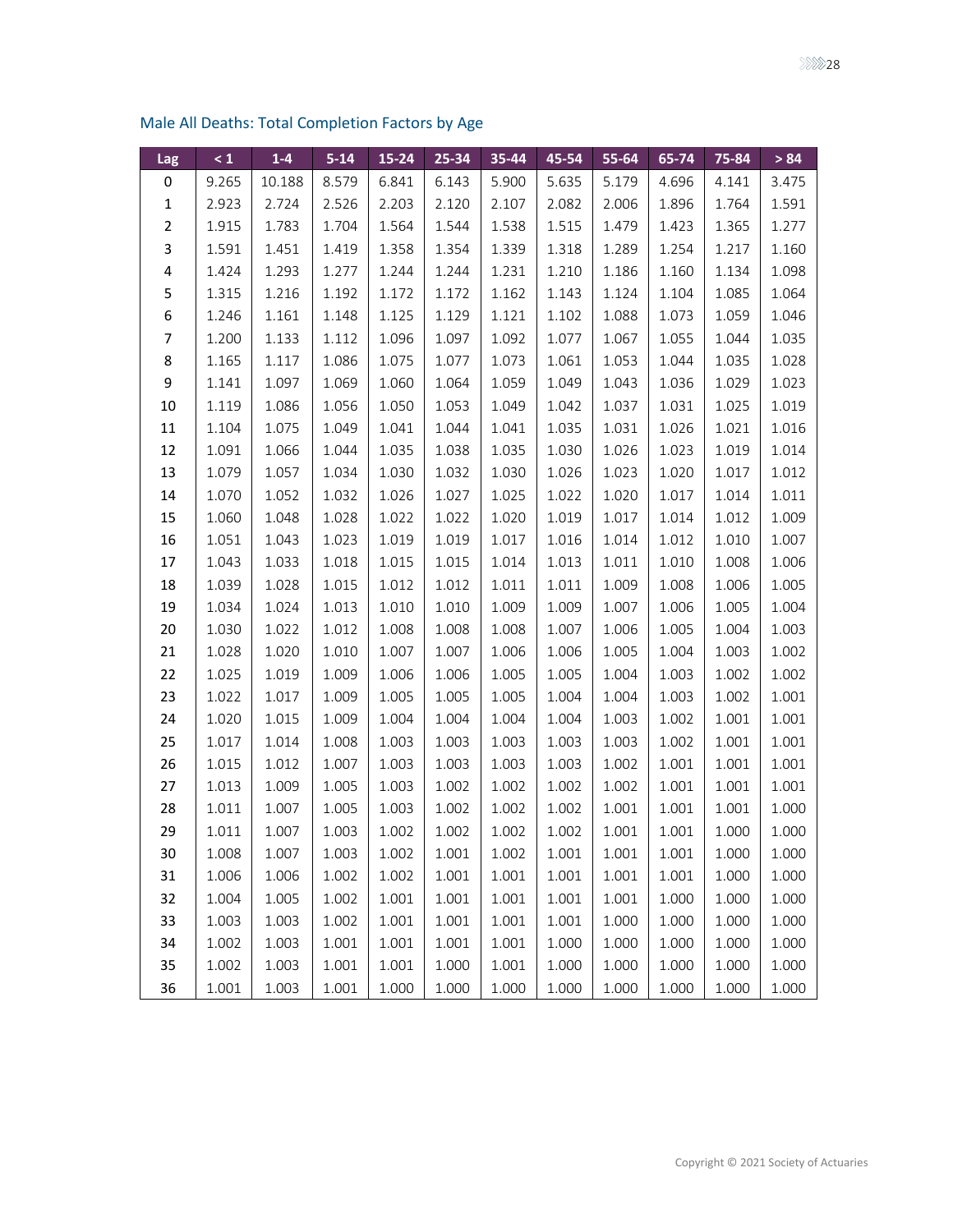## Male All Deaths: Total Completion Factors by Age

| Lag | < 1 | 1-4 | 5-14 | 15-24 | 25-34 | 35-44 | 45-54 | 55-64 | 65-74 | 75-84 | > 84 |
|---|---|---|---|---|---|---|---|---|---|---|---|
| 0 | 9.265 | 10.188 | 8.579 | 6.841 | 6.143 | 5.900 | 5.635 | 5.179 | 4.696 | 4.141 | 3.475 |
| 1 | 2.923 | 2.724 | 2.526 | 2.203 | 2.120 | 2.107 | 2.082 | 2.006 | 1.896 | 1.764 | 1.591 |
| 2 | 1.915 | 1.783 | 1.704 | 1.564 | 1.544 | 1.538 | 1.515 | 1.479 | 1.423 | 1.365 | 1.277 |
| 3 | 1.591 | 1.451 | 1.419 | 1.358 | 1.354 | 1.339 | 1.318 | 1.289 | 1.254 | 1.217 | 1.160 |
| 4 | 1.424 | 1.293 | 1.277 | 1.244 | 1.244 | 1.231 | 1.210 | 1.186 | 1.160 | 1.134 | 1.098 |
| 5 | 1.315 | 1.216 | 1.192 | 1.172 | 1.172 | 1.162 | 1.143 | 1.124 | 1.104 | 1.085 | 1.064 |
| 6 | 1.246 | 1.161 | 1.148 | 1.125 | 1.129 | 1.121 | 1.102 | 1.088 | 1.073 | 1.059 | 1.046 |
| 7 | 1.200 | 1.133 | 1.112 | 1.096 | 1.097 | 1.092 | 1.077 | 1.067 | 1.055 | 1.044 | 1.035 |
| 8 | 1.165 | 1.117 | 1.086 | 1.075 | 1.077 | 1.073 | 1.061 | 1.053 | 1.044 | 1.035 | 1.028 |
| 9 | 1.141 | 1.097 | 1.069 | 1.060 | 1.064 | 1.059 | 1.049 | 1.043 | 1.036 | 1.029 | 1.023 |
| 10 | 1.119 | 1.086 | 1.056 | 1.050 | 1.053 | 1.049 | 1.042 | 1.037 | 1.031 | 1.025 | 1.019 |
| 11 | 1.104 | 1.075 | 1.049 | 1.041 | 1.044 | 1.041 | 1.035 | 1.031 | 1.026 | 1.021 | 1.016 |
| 12 | 1.091 | 1.066 | 1.044 | 1.035 | 1.038 | 1.035 | 1.030 | 1.026 | 1.023 | 1.019 | 1.014 |
| 13 | 1.079 | 1.057 | 1.034 | 1.030 | 1.032 | 1.030 | 1.026 | 1.023 | 1.020 | 1.017 | 1.012 |
| 14 | 1.070 | 1.052 | 1.032 | 1.026 | 1.027 | 1.025 | 1.022 | 1.020 | 1.017 | 1.014 | 1.011 |
| 15 | 1.060 | 1.048 | 1.028 | 1.022 | 1.022 | 1.020 | 1.019 | 1.017 | 1.014 | 1.012 | 1.009 |
| 16 | 1.051 | 1.043 | 1.023 | 1.019 | 1.019 | 1.017 | 1.016 | 1.014 | 1.012 | 1.010 | 1.007 |
| 17 | 1.043 | 1.033 | 1.018 | 1.015 | 1.015 | 1.014 | 1.013 | 1.011 | 1.010 | 1.008 | 1.006 |
| 18 | 1.039 | 1.028 | 1.015 | 1.012 | 1.012 | 1.011 | 1.011 | 1.009 | 1.008 | 1.006 | 1.005 |
| 19 | 1.034 | 1.024 | 1.013 | 1.010 | 1.010 | 1.009 | 1.009 | 1.007 | 1.006 | 1.005 | 1.004 |
| 20 | 1.030 | 1.022 | 1.012 | 1.008 | 1.008 | 1.008 | 1.007 | 1.006 | 1.005 | 1.004 | 1.003 |
| 21 | 1.028 | 1.020 | 1.010 | 1.007 | 1.007 | 1.006 | 1.006 | 1.005 | 1.004 | 1.003 | 1.002 |
| 22 | 1.025 | 1.019 | 1.009 | 1.006 | 1.006 | 1.005 | 1.005 | 1.004 | 1.003 | 1.002 | 1.002 |
| 23 | 1.022 | 1.017 | 1.009 | 1.005 | 1.005 | 1.005 | 1.004 | 1.004 | 1.003 | 1.002 | 1.001 |
| 24 | 1.020 | 1.015 | 1.009 | 1.004 | 1.004 | 1.004 | 1.004 | 1.003 | 1.002 | 1.001 | 1.001 |
| 25 | 1.017 | 1.014 | 1.008 | 1.003 | 1.003 | 1.003 | 1.003 | 1.003 | 1.002 | 1.001 | 1.001 |
| 26 | 1.015 | 1.012 | 1.007 | 1.003 | 1.003 | 1.003 | 1.003 | 1.002 | 1.001 | 1.001 | 1.001 |
| 27 | 1.013 | 1.009 | 1.005 | 1.003 | 1.002 | 1.002 | 1.002 | 1.002 | 1.001 | 1.001 | 1.001 |
| 28 | 1.011 | 1.007 | 1.005 | 1.003 | 1.002 | 1.002 | 1.002 | 1.001 | 1.001 | 1.001 | 1.000 |
| 29 | 1.011 | 1.007 | 1.003 | 1.002 | 1.002 | 1.002 | 1.002 | 1.001 | 1.001 | 1.000 | 1.000 |
| 30 | 1.008 | 1.007 | 1.003 | 1.002 | 1.001 | 1.002 | 1.001 | 1.001 | 1.001 | 1.000 | 1.000 |
| 31 | 1.006 | 1.006 | 1.002 | 1.002 | 1.001 | 1.001 | 1.001 | 1.001 | 1.001 | 1.000 | 1.000 |
| 32 | 1.004 | 1.005 | 1.002 | 1.001 | 1.001 | 1.001 | 1.001 | 1.001 | 1.000 | 1.000 | 1.000 |
| 33 | 1.003 | 1.003 | 1.002 | 1.001 | 1.001 | 1.001 | 1.001 | 1.000 | 1.000 | 1.000 | 1.000 |
| 34 | 1.002 | 1.003 | 1.001 | 1.001 | 1.001 | 1.001 | 1.000 | 1.000 | 1.000 | 1.000 | 1.000 |
| 35 | 1.002 | 1.003 | 1.001 | 1.001 | 1.000 | 1.001 | 1.000 | 1.000 | 1.000 | 1.000 | 1.000 |
| 36 | 1.001 | 1.003 | 1.001 | 1.000 | 1.000 | 1.000 | 1.000 | 1.000 | 1.000 | 1.000 | 1.000 |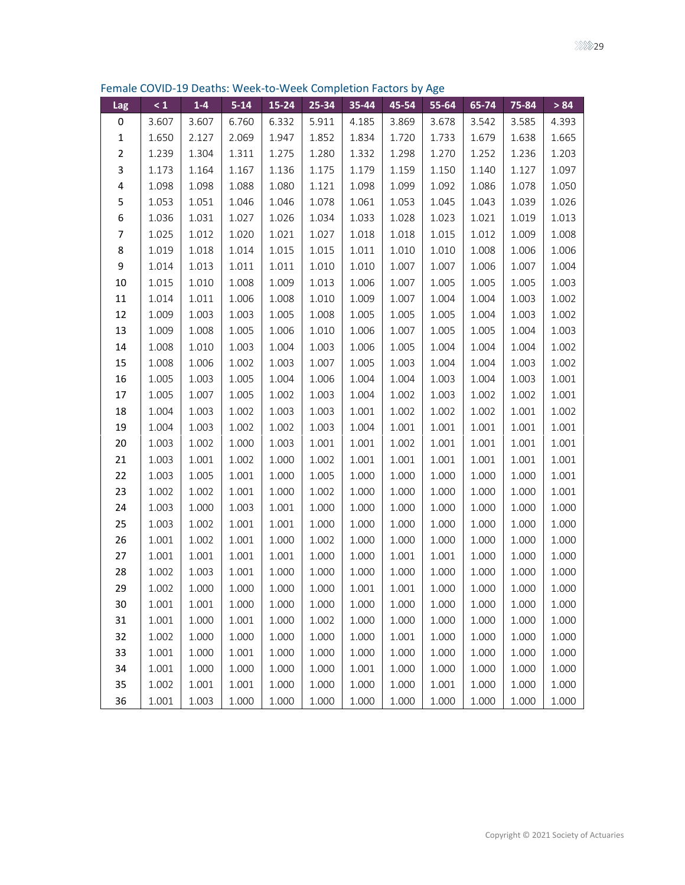Female COVID-19 Deaths: Week-to-Week Completion Factors by Age

| Lag | < 1 | 1-4 | 5-14 | 15-24 | 25-34 | 35-44 | 45-54 | 55-64 | 65-74 | 75-84 | > 84 |
|---|---|---|---|---|---|---|---|---|---|---|---|
| 0 | 3.607 | 3.607 | 6.760 | 6.332 | 5.911 | 4.185 | 3.869 | 3.678 | 3.542 | 3.585 | 4.393 |
| 1 | 1.650 | 2.127 | 2.069 | 1.947 | 1.852 | 1.834 | 1.720 | 1.733 | 1.679 | 1.638 | 1.665 |
| 2 | 1.239 | 1.304 | 1.311 | 1.275 | 1.280 | 1.332 | 1.298 | 1.270 | 1.252 | 1.236 | 1.203 |
| 3 | 1.173 | 1.164 | 1.167 | 1.136 | 1.175 | 1.179 | 1.159 | 1.150 | 1.140 | 1.127 | 1.097 |
| 4 | 1.098 | 1.098 | 1.088 | 1.080 | 1.121 | 1.098 | 1.099 | 1.092 | 1.086 | 1.078 | 1.050 |
| 5 | 1.053 | 1.051 | 1.046 | 1.046 | 1.078 | 1.061 | 1.053 | 1.045 | 1.043 | 1.039 | 1.026 |
| 6 | 1.036 | 1.031 | 1.027 | 1.026 | 1.034 | 1.033 | 1.028 | 1.023 | 1.021 | 1.019 | 1.013 |
| 7 | 1.025 | 1.012 | 1.020 | 1.021 | 1.027 | 1.018 | 1.018 | 1.015 | 1.012 | 1.009 | 1.008 |
| 8 | 1.019 | 1.018 | 1.014 | 1.015 | 1.015 | 1.011 | 1.010 | 1.010 | 1.008 | 1.006 | 1.006 |
| 9 | 1.014 | 1.013 | 1.011 | 1.011 | 1.010 | 1.010 | 1.007 | 1.007 | 1.006 | 1.007 | 1.004 |
| 10 | 1.015 | 1.010 | 1.008 | 1.009 | 1.013 | 1.006 | 1.007 | 1.005 | 1.005 | 1.005 | 1.003 |
| 11 | 1.014 | 1.011 | 1.006 | 1.008 | 1.010 | 1.009 | 1.007 | 1.004 | 1.004 | 1.003 | 1.002 |
| 12 | 1.009 | 1.003 | 1.003 | 1.005 | 1.008 | 1.005 | 1.005 | 1.005 | 1.004 | 1.003 | 1.002 |
| 13 | 1.009 | 1.008 | 1.005 | 1.006 | 1.010 | 1.006 | 1.007 | 1.005 | 1.005 | 1.004 | 1.003 |
| 14 | 1.008 | 1.010 | 1.003 | 1.004 | 1.003 | 1.006 | 1.005 | 1.004 | 1.004 | 1.004 | 1.002 |
| 15 | 1.008 | 1.006 | 1.002 | 1.003 | 1.007 | 1.005 | 1.003 | 1.004 | 1.004 | 1.003 | 1.002 |
| 16 | 1.005 | 1.003 | 1.005 | 1.004 | 1.006 | 1.004 | 1.004 | 1.003 | 1.004 | 1.003 | 1.001 |
| 17 | 1.005 | 1.007 | 1.005 | 1.002 | 1.003 | 1.004 | 1.002 | 1.003 | 1.002 | 1.002 | 1.001 |
| 18 | 1.004 | 1.003 | 1.002 | 1.003 | 1.003 | 1.001 | 1.002 | 1.002 | 1.002 | 1.001 | 1.002 |
| 19 | 1.004 | 1.003 | 1.002 | 1.002 | 1.003 | 1.004 | 1.001 | 1.001 | 1.001 | 1.001 | 1.001 |
| 20 | 1.003 | 1.002 | 1.000 | 1.003 | 1.001 | 1.001 | 1.002 | 1.001 | 1.001 | 1.001 | 1.001 |
| 21 | 1.003 | 1.001 | 1.002 | 1.000 | 1.002 | 1.001 | 1.001 | 1.001 | 1.001 | 1.001 | 1.001 |
| 22 | 1.003 | 1.005 | 1.001 | 1.000 | 1.005 | 1.000 | 1.000 | 1.000 | 1.000 | 1.000 | 1.001 |
| 23 | 1.002 | 1.002 | 1.001 | 1.000 | 1.002 | 1.000 | 1.000 | 1.000 | 1.000 | 1.000 | 1.001 |
| 24 | 1.003 | 1.000 | 1.003 | 1.001 | 1.000 | 1.000 | 1.000 | 1.000 | 1.000 | 1.000 | 1.000 |
| 25 | 1.003 | 1.002 | 1.001 | 1.001 | 1.000 | 1.000 | 1.000 | 1.000 | 1.000 | 1.000 | 1.000 |
| 26 | 1.001 | 1.002 | 1.001 | 1.000 | 1.002 | 1.000 | 1.000 | 1.000 | 1.000 | 1.000 | 1.000 |
| 27 | 1.001 | 1.001 | 1.001 | 1.001 | 1.000 | 1.000 | 1.001 | 1.001 | 1.000 | 1.000 | 1.000 |
| 28 | 1.002 | 1.003 | 1.001 | 1.000 | 1.000 | 1.000 | 1.000 | 1.000 | 1.000 | 1.000 | 1.000 |
| 29 | 1.002 | 1.000 | 1.000 | 1.000 | 1.000 | 1.001 | 1.001 | 1.000 | 1.000 | 1.000 | 1.000 |
| 30 | 1.001 | 1.001 | 1.000 | 1.000 | 1.000 | 1.000 | 1.000 | 1.000 | 1.000 | 1.000 | 1.000 |
| 31 | 1.001 | 1.000 | 1.001 | 1.000 | 1.002 | 1.000 | 1.000 | 1.000 | 1.000 | 1.000 | 1.000 |
| 32 | 1.002 | 1.000 | 1.000 | 1.000 | 1.000 | 1.000 | 1.001 | 1.000 | 1.000 | 1.000 | 1.000 |
| 33 | 1.001 | 1.000 | 1.001 | 1.000 | 1.000 | 1.000 | 1.000 | 1.000 | 1.000 | 1.000 | 1.000 |
| 34 | 1.001 | 1.000 | 1.000 | 1.000 | 1.000 | 1.001 | 1.000 | 1.000 | 1.000 | 1.000 | 1.000 |
| 35 | 1.002 | 1.001 | 1.001 | 1.000 | 1.000 | 1.000 | 1.000 | 1.001 | 1.000 | 1.000 | 1.000 |
| 36 | 1.001 | 1.003 | 1.000 | 1.000 | 1.000 | 1.000 | 1.000 | 1.000 | 1.000 | 1.000 | 1.000 |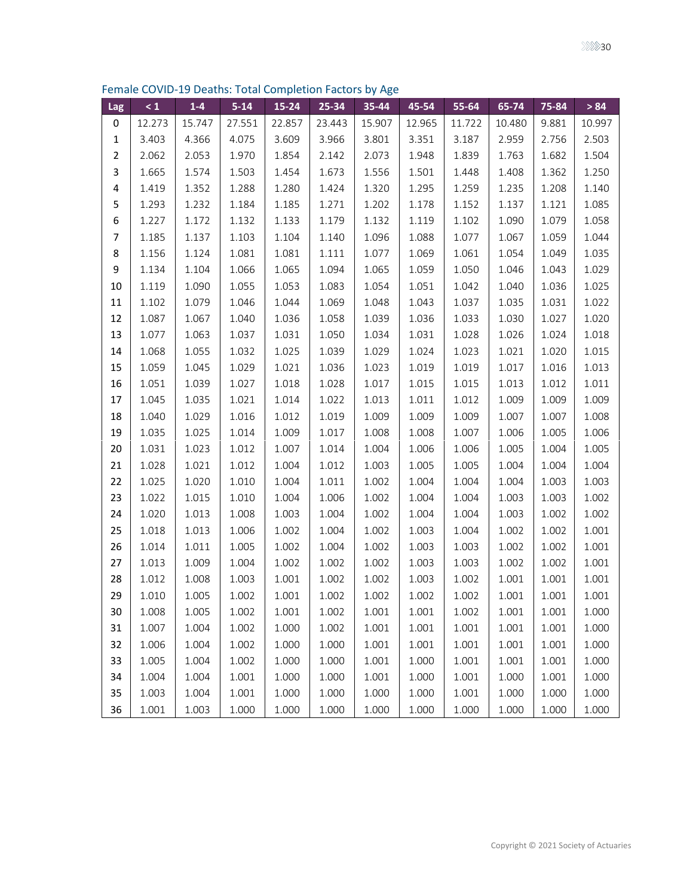Female COVID-19 Deaths: Total Completion Factors by Age

| Lag | < 1 | 1-4 | 5-14 | 15-24 | 25-34 | 35-44 | 45-54 | 55-64 | 65-74 | 75-84 | > 84 |
|---|---|---|---|---|---|---|---|---|---|---|---|
| 0 | 12.273 | 15.747 | 27.551 | 22.857 | 23.443 | 15.907 | 12.965 | 11.722 | 10.480 | 9.881 | 10.997 |
| 1 | 3.403 | 4.366 | 4.075 | 3.609 | 3.966 | 3.801 | 3.351 | 3.187 | 2.959 | 2.756 | 2.503 |
| 2 | 2.062 | 2.053 | 1.970 | 1.854 | 2.142 | 2.073 | 1.948 | 1.839 | 1.763 | 1.682 | 1.504 |
| 3 | 1.665 | 1.574 | 1.503 | 1.454 | 1.673 | 1.556 | 1.501 | 1.448 | 1.408 | 1.362 | 1.250 |
| 4 | 1.419 | 1.352 | 1.288 | 1.280 | 1.424 | 1.320 | 1.295 | 1.259 | 1.235 | 1.208 | 1.140 |
| 5 | 1.293 | 1.232 | 1.184 | 1.185 | 1.271 | 1.202 | 1.178 | 1.152 | 1.137 | 1.121 | 1.085 |
| 6 | 1.227 | 1.172 | 1.132 | 1.133 | 1.179 | 1.132 | 1.119 | 1.102 | 1.090 | 1.079 | 1.058 |
| 7 | 1.185 | 1.137 | 1.103 | 1.104 | 1.140 | 1.096 | 1.088 | 1.077 | 1.067 | 1.059 | 1.044 |
| 8 | 1.156 | 1.124 | 1.081 | 1.081 | 1.111 | 1.077 | 1.069 | 1.061 | 1.054 | 1.049 | 1.035 |
| 9 | 1.134 | 1.104 | 1.066 | 1.065 | 1.094 | 1.065 | 1.059 | 1.050 | 1.046 | 1.043 | 1.029 |
| 10 | 1.119 | 1.090 | 1.055 | 1.053 | 1.083 | 1.054 | 1.051 | 1.042 | 1.040 | 1.036 | 1.025 |
| 11 | 1.102 | 1.079 | 1.046 | 1.044 | 1.069 | 1.048 | 1.043 | 1.037 | 1.035 | 1.031 | 1.022 |
| 12 | 1.087 | 1.067 | 1.040 | 1.036 | 1.058 | 1.039 | 1.036 | 1.033 | 1.030 | 1.027 | 1.020 |
| 13 | 1.077 | 1.063 | 1.037 | 1.031 | 1.050 | 1.034 | 1.031 | 1.028 | 1.026 | 1.024 | 1.018 |
| 14 | 1.068 | 1.055 | 1.032 | 1.025 | 1.039 | 1.029 | 1.024 | 1.023 | 1.021 | 1.020 | 1.015 |
| 15 | 1.059 | 1.045 | 1.029 | 1.021 | 1.036 | 1.023 | 1.019 | 1.019 | 1.017 | 1.016 | 1.013 |
| 16 | 1.051 | 1.039 | 1.027 | 1.018 | 1.028 | 1.017 | 1.015 | 1.015 | 1.013 | 1.012 | 1.011 |
| 17 | 1.045 | 1.035 | 1.021 | 1.014 | 1.022 | 1.013 | 1.011 | 1.012 | 1.009 | 1.009 | 1.009 |
| 18 | 1.040 | 1.029 | 1.016 | 1.012 | 1.019 | 1.009 | 1.009 | 1.009 | 1.007 | 1.007 | 1.008 |
| 19 | 1.035 | 1.025 | 1.014 | 1.009 | 1.017 | 1.008 | 1.008 | 1.007 | 1.006 | 1.005 | 1.006 |
| 20 | 1.031 | 1.023 | 1.012 | 1.007 | 1.014 | 1.004 | 1.006 | 1.006 | 1.005 | 1.004 | 1.005 |
| 21 | 1.028 | 1.021 | 1.012 | 1.004 | 1.012 | 1.003 | 1.005 | 1.005 | 1.004 | 1.004 | 1.004 |
| 22 | 1.025 | 1.020 | 1.010 | 1.004 | 1.011 | 1.002 | 1.004 | 1.004 | 1.004 | 1.003 | 1.003 |
| 23 | 1.022 | 1.015 | 1.010 | 1.004 | 1.006 | 1.002 | 1.004 | 1.004 | 1.003 | 1.003 | 1.002 |
| 24 | 1.020 | 1.013 | 1.008 | 1.003 | 1.004 | 1.002 | 1.004 | 1.004 | 1.003 | 1.002 | 1.002 |
| 25 | 1.018 | 1.013 | 1.006 | 1.002 | 1.004 | 1.002 | 1.003 | 1.004 | 1.002 | 1.002 | 1.001 |
| 26 | 1.014 | 1.011 | 1.005 | 1.002 | 1.004 | 1.002 | 1.003 | 1.003 | 1.002 | 1.002 | 1.001 |
| 27 | 1.013 | 1.009 | 1.004 | 1.002 | 1.002 | 1.002 | 1.003 | 1.003 | 1.002 | 1.002 | 1.001 |
| 28 | 1.012 | 1.008 | 1.003 | 1.001 | 1.002 | 1.002 | 1.003 | 1.002 | 1.001 | 1.001 | 1.001 |
| 29 | 1.010 | 1.005 | 1.002 | 1.001 | 1.002 | 1.002 | 1.002 | 1.002 | 1.001 | 1.001 | 1.001 |
| 30 | 1.008 | 1.005 | 1.002 | 1.001 | 1.002 | 1.001 | 1.001 | 1.002 | 1.001 | 1.001 | 1.000 |
| 31 | 1.007 | 1.004 | 1.002 | 1.000 | 1.002 | 1.001 | 1.001 | 1.001 | 1.001 | 1.001 | 1.000 |
| 32 | 1.006 | 1.004 | 1.002 | 1.000 | 1.000 | 1.001 | 1.001 | 1.001 | 1.001 | 1.001 | 1.000 |
| 33 | 1.005 | 1.004 | 1.002 | 1.000 | 1.000 | 1.001 | 1.000 | 1.001 | 1.001 | 1.001 | 1.000 |
| 34 | 1.004 | 1.004 | 1.001 | 1.000 | 1.000 | 1.001 | 1.000 | 1.001 | 1.000 | 1.001 | 1.000 |
| 35 | 1.003 | 1.004 | 1.001 | 1.000 | 1.000 | 1.000 | 1.000 | 1.001 | 1.000 | 1.000 | 1.000 |
| 36 | 1.001 | 1.003 | 1.000 | 1.000 | 1.000 | 1.000 | 1.000 | 1.000 | 1.000 | 1.000 | 1.000 |

Copyright © 2021 Society of Actuaries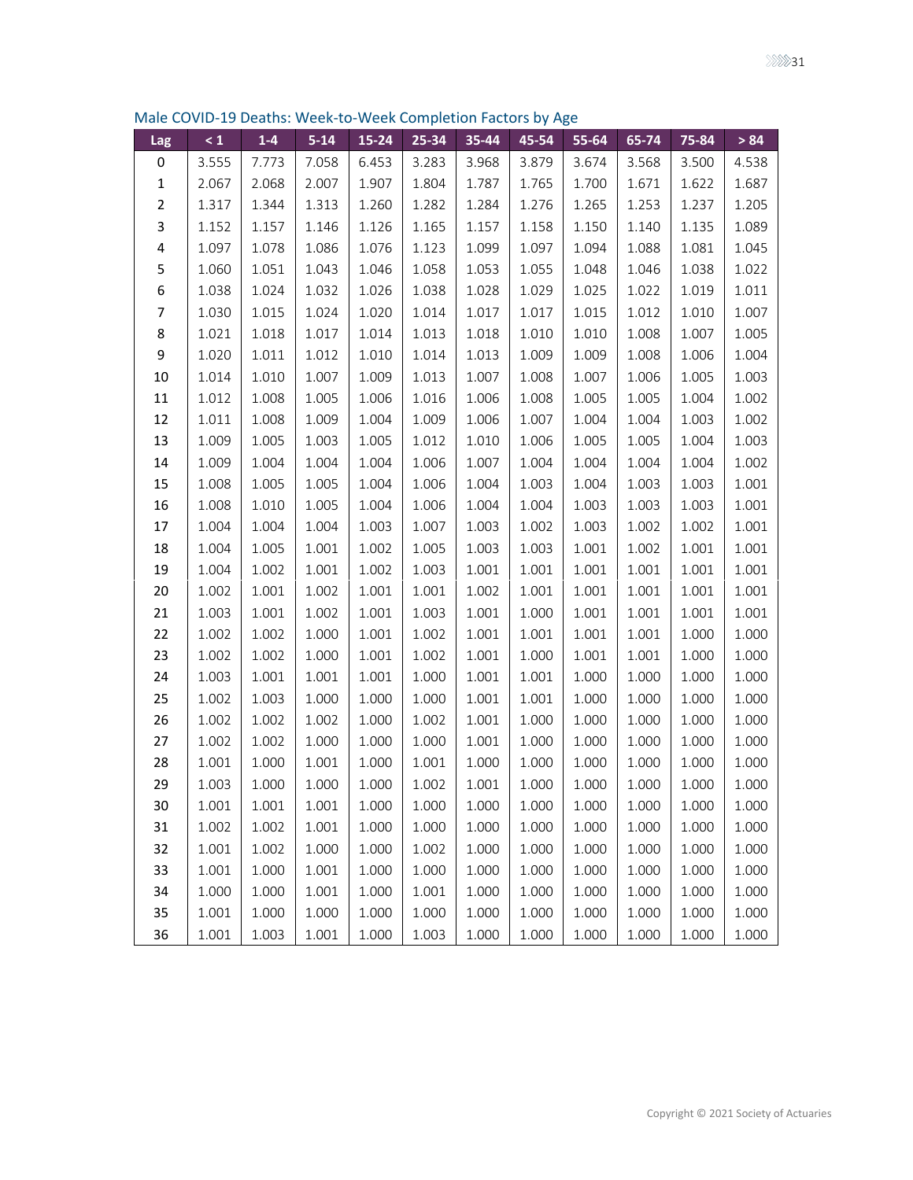## Male COVID-19 Deaths: Week-to-Week Completion Factors by Age

| Lag | < 1 | 1-4 | 5-14 | 15-24 | 25-34 | 35-44 | 45-54 | 55-64 | 65-74 | 75-84 | > 84 |
|---|---|---|---|---|---|---|---|---|---|---|---|
| 0 | 3.555 | 7.773 | 7.058 | 6.453 | 3.283 | 3.968 | 3.879 | 3.674 | 3.568 | 3.500 | 4.538 |
| 1 | 2.067 | 2.068 | 2.007 | 1.907 | 1.804 | 1.787 | 1.765 | 1.700 | 1.671 | 1.622 | 1.687 |
| 2 | 1.317 | 1.344 | 1.313 | 1.260 | 1.282 | 1.284 | 1.276 | 1.265 | 1.253 | 1.237 | 1.205 |
| 3 | 1.152 | 1.157 | 1.146 | 1.126 | 1.165 | 1.157 | 1.158 | 1.150 | 1.140 | 1.135 | 1.089 |
| 4 | 1.097 | 1.078 | 1.086 | 1.076 | 1.123 | 1.099 | 1.097 | 1.094 | 1.088 | 1.081 | 1.045 |
| 5 | 1.060 | 1.051 | 1.043 | 1.046 | 1.058 | 1.053 | 1.055 | 1.048 | 1.046 | 1.038 | 1.022 |
| 6 | 1.038 | 1.024 | 1.032 | 1.026 | 1.038 | 1.028 | 1.029 | 1.025 | 1.022 | 1.019 | 1.011 |
| 7 | 1.030 | 1.015 | 1.024 | 1.020 | 1.014 | 1.017 | 1.017 | 1.015 | 1.012 | 1.010 | 1.007 |
| 8 | 1.021 | 1.018 | 1.017 | 1.014 | 1.013 | 1.018 | 1.010 | 1.010 | 1.008 | 1.007 | 1.005 |
| 9 | 1.020 | 1.011 | 1.012 | 1.010 | 1.014 | 1.013 | 1.009 | 1.009 | 1.008 | 1.006 | 1.004 |
| 10 | 1.014 | 1.010 | 1.007 | 1.009 | 1.013 | 1.007 | 1.008 | 1.007 | 1.006 | 1.005 | 1.003 |
| 11 | 1.012 | 1.008 | 1.005 | 1.006 | 1.016 | 1.006 | 1.008 | 1.005 | 1.005 | 1.004 | 1.002 |
| 12 | 1.011 | 1.008 | 1.009 | 1.004 | 1.009 | 1.006 | 1.007 | 1.004 | 1.004 | 1.003 | 1.002 |
| 13 | 1.009 | 1.005 | 1.003 | 1.005 | 1.012 | 1.010 | 1.006 | 1.005 | 1.005 | 1.004 | 1.003 |
| 14 | 1.009 | 1.004 | 1.004 | 1.004 | 1.006 | 1.007 | 1.004 | 1.004 | 1.004 | 1.004 | 1.002 |
| 15 | 1.008 | 1.005 | 1.005 | 1.004 | 1.006 | 1.004 | 1.003 | 1.004 | 1.003 | 1.003 | 1.001 |
| 16 | 1.008 | 1.010 | 1.005 | 1.004 | 1.006 | 1.004 | 1.004 | 1.003 | 1.003 | 1.003 | 1.001 |
| 17 | 1.004 | 1.004 | 1.004 | 1.003 | 1.007 | 1.003 | 1.002 | 1.003 | 1.002 | 1.002 | 1.001 |
| 18 | 1.004 | 1.005 | 1.001 | 1.002 | 1.005 | 1.003 | 1.003 | 1.001 | 1.002 | 1.001 | 1.001 |
| 19 | 1.004 | 1.002 | 1.001 | 1.002 | 1.003 | 1.001 | 1.001 | 1.001 | 1.001 | 1.001 | 1.001 |
| 20 | 1.002 | 1.001 | 1.002 | 1.001 | 1.001 | 1.002 | 1.001 | 1.001 | 1.001 | 1.001 | 1.001 |
| 21 | 1.003 | 1.001 | 1.002 | 1.001 | 1.003 | 1.001 | 1.000 | 1.001 | 1.001 | 1.001 | 1.001 |
| 22 | 1.002 | 1.002 | 1.000 | 1.001 | 1.002 | 1.001 | 1.001 | 1.001 | 1.001 | 1.000 | 1.000 |
| 23 | 1.002 | 1.002 | 1.000 | 1.001 | 1.002 | 1.001 | 1.000 | 1.001 | 1.001 | 1.000 | 1.000 |
| 24 | 1.003 | 1.001 | 1.001 | 1.001 | 1.000 | 1.001 | 1.001 | 1.000 | 1.000 | 1.000 | 1.000 |
| 25 | 1.002 | 1.003 | 1.000 | 1.000 | 1.000 | 1.001 | 1.001 | 1.000 | 1.000 | 1.000 | 1.000 |
| 26 | 1.002 | 1.002 | 1.002 | 1.000 | 1.002 | 1.001 | 1.000 | 1.000 | 1.000 | 1.000 | 1.000 |
| 27 | 1.002 | 1.002 | 1.000 | 1.000 | 1.000 | 1.001 | 1.000 | 1.000 | 1.000 | 1.000 | 1.000 |
| 28 | 1.001 | 1.000 | 1.001 | 1.000 | 1.001 | 1.000 | 1.000 | 1.000 | 1.000 | 1.000 | 1.000 |
| 29 | 1.003 | 1.000 | 1.000 | 1.000 | 1.002 | 1.001 | 1.000 | 1.000 | 1.000 | 1.000 | 1.000 |
| 30 | 1.001 | 1.001 | 1.001 | 1.000 | 1.000 | 1.000 | 1.000 | 1.000 | 1.000 | 1.000 | 1.000 |
| 31 | 1.002 | 1.002 | 1.001 | 1.000 | 1.000 | 1.000 | 1.000 | 1.000 | 1.000 | 1.000 | 1.000 |
| 32 | 1.001 | 1.002 | 1.000 | 1.000 | 1.002 | 1.000 | 1.000 | 1.000 | 1.000 | 1.000 | 1.000 |
| 33 | 1.001 | 1.000 | 1.001 | 1.000 | 1.000 | 1.000 | 1.000 | 1.000 | 1.000 | 1.000 | 1.000 |
| 34 | 1.000 | 1.000 | 1.001 | 1.000 | 1.001 | 1.000 | 1.000 | 1.000 | 1.000 | 1.000 | 1.000 |
| 35 | 1.001 | 1.000 | 1.000 | 1.000 | 1.000 | 1.000 | 1.000 | 1.000 | 1.000 | 1.000 | 1.000 |
| 36 | 1.001 | 1.003 | 1.001 | 1.000 | 1.003 | 1.000 | 1.000 | 1.000 | 1.000 | 1.000 | 1.000 |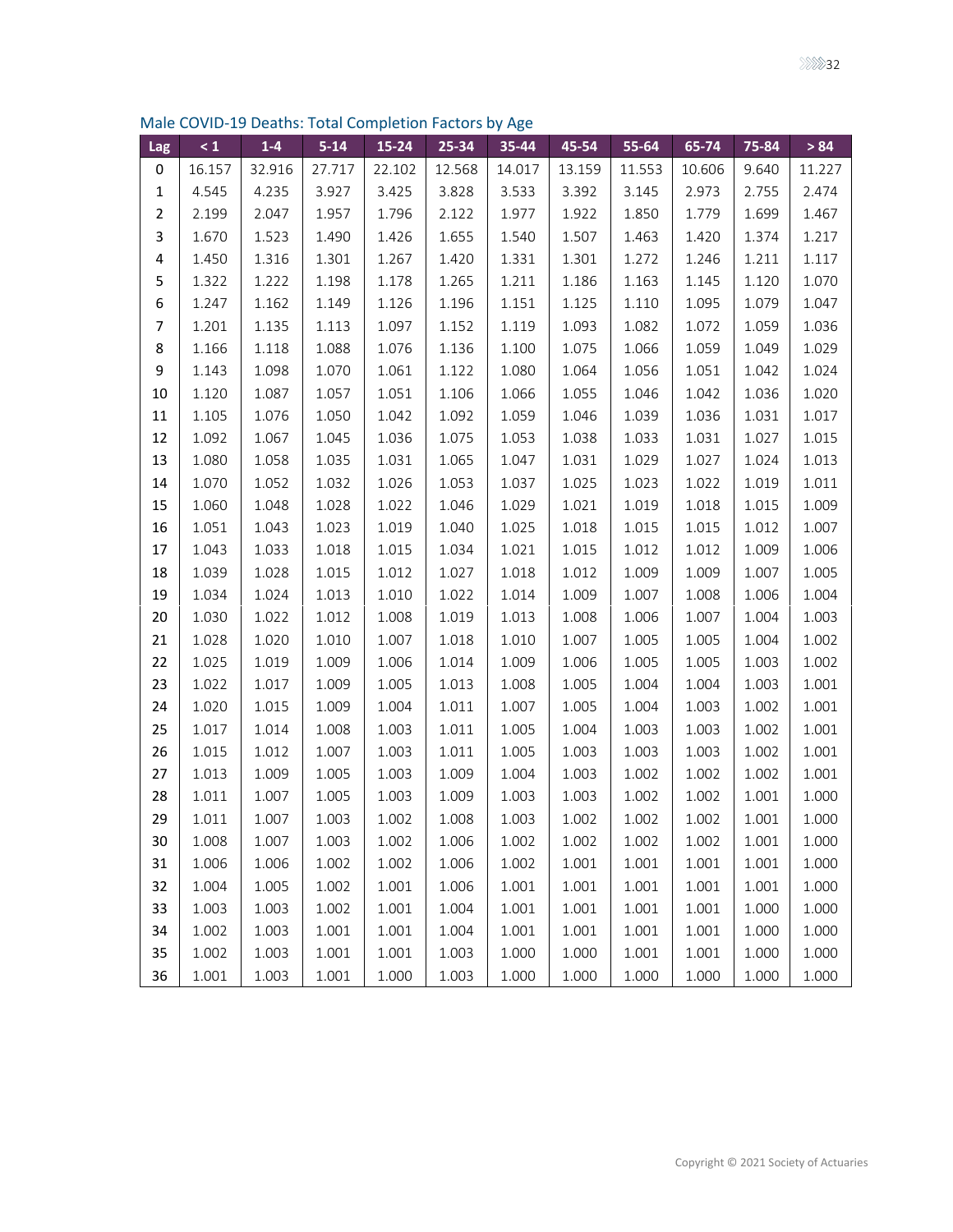### Male COVID-19 Deaths: Total Completion Factors by Age

| Lag | < 1 | 1-4 | 5-14 | 15-24 | 25-34 | 35-44 | 45-54 | 55-64 | 65-74 | 75-84 | > 84 |
|---|---|---|---|---|---|---|---|---|---|---|---|
| 0 | 16.157 | 32.916 | 27.717 | 22.102 | 12.568 | 14.017 | 13.159 | 11.553 | 10.606 | 9.640 | 11.227 |
| 1 | 4.545 | 4.235 | 3.927 | 3.425 | 3.828 | 3.533 | 3.392 | 3.145 | 2.973 | 2.755 | 2.474 |
| 2 | 2.199 | 2.047 | 1.957 | 1.796 | 2.122 | 1.977 | 1.922 | 1.850 | 1.779 | 1.699 | 1.467 |
| 3 | 1.670 | 1.523 | 1.490 | 1.426 | 1.655 | 1.540 | 1.507 | 1.463 | 1.420 | 1.374 | 1.217 |
| 4 | 1.450 | 1.316 | 1.301 | 1.267 | 1.420 | 1.331 | 1.301 | 1.272 | 1.246 | 1.211 | 1.117 |
| 5 | 1.322 | 1.222 | 1.198 | 1.178 | 1.265 | 1.211 | 1.186 | 1.163 | 1.145 | 1.120 | 1.070 |
| 6 | 1.247 | 1.162 | 1.149 | 1.126 | 1.196 | 1.151 | 1.125 | 1.110 | 1.095 | 1.079 | 1.047 |
| 7 | 1.201 | 1.135 | 1.113 | 1.097 | 1.152 | 1.119 | 1.093 | 1.082 | 1.072 | 1.059 | 1.036 |
| 8 | 1.166 | 1.118 | 1.088 | 1.076 | 1.136 | 1.100 | 1.075 | 1.066 | 1.059 | 1.049 | 1.029 |
| 9 | 1.143 | 1.098 | 1.070 | 1.061 | 1.122 | 1.080 | 1.064 | 1.056 | 1.051 | 1.042 | 1.024 |
| 10 | 1.120 | 1.087 | 1.057 | 1.051 | 1.106 | 1.066 | 1.055 | 1.046 | 1.042 | 1.036 | 1.020 |
| 11 | 1.105 | 1.076 | 1.050 | 1.042 | 1.092 | 1.059 | 1.046 | 1.039 | 1.036 | 1.031 | 1.017 |
| 12 | 1.092 | 1.067 | 1.045 | 1.036 | 1.075 | 1.053 | 1.038 | 1.033 | 1.031 | 1.027 | 1.015 |
| 13 | 1.080 | 1.058 | 1.035 | 1.031 | 1.065 | 1.047 | 1.031 | 1.029 | 1.027 | 1.024 | 1.013 |
| 14 | 1.070 | 1.052 | 1.032 | 1.026 | 1.053 | 1.037 | 1.025 | 1.023 | 1.022 | 1.019 | 1.011 |
| 15 | 1.060 | 1.048 | 1.028 | 1.022 | 1.046 | 1.029 | 1.021 | 1.019 | 1.018 | 1.015 | 1.009 |
| 16 | 1.051 | 1.043 | 1.023 | 1.019 | 1.040 | 1.025 | 1.018 | 1.015 | 1.015 | 1.012 | 1.007 |
| 17 | 1.043 | 1.033 | 1.018 | 1.015 | 1.034 | 1.021 | 1.015 | 1.012 | 1.012 | 1.009 | 1.006 |
| 18 | 1.039 | 1.028 | 1.015 | 1.012 | 1.027 | 1.018 | 1.012 | 1.009 | 1.009 | 1.007 | 1.005 |
| 19 | 1.034 | 1.024 | 1.013 | 1.010 | 1.022 | 1.014 | 1.009 | 1.007 | 1.008 | 1.006 | 1.004 |
| 20 | 1.030 | 1.022 | 1.012 | 1.008 | 1.019 | 1.013 | 1.008 | 1.006 | 1.007 | 1.004 | 1.003 |
| 21 | 1.028 | 1.020 | 1.010 | 1.007 | 1.018 | 1.010 | 1.007 | 1.005 | 1.005 | 1.004 | 1.002 |
| 22 | 1.025 | 1.019 | 1.009 | 1.006 | 1.014 | 1.009 | 1.006 | 1.005 | 1.005 | 1.003 | 1.002 |
| 23 | 1.022 | 1.017 | 1.009 | 1.005 | 1.013 | 1.008 | 1.005 | 1.004 | 1.004 | 1.003 | 1.001 |
| 24 | 1.020 | 1.015 | 1.009 | 1.004 | 1.011 | 1.007 | 1.005 | 1.004 | 1.003 | 1.002 | 1.001 |
| 25 | 1.017 | 1.014 | 1.008 | 1.003 | 1.011 | 1.005 | 1.004 | 1.003 | 1.003 | 1.002 | 1.001 |
| 26 | 1.015 | 1.012 | 1.007 | 1.003 | 1.011 | 1.005 | 1.003 | 1.003 | 1.003 | 1.002 | 1.001 |
| 27 | 1.013 | 1.009 | 1.005 | 1.003 | 1.009 | 1.004 | 1.003 | 1.002 | 1.002 | 1.002 | 1.001 |
| 28 | 1.011 | 1.007 | 1.005 | 1.003 | 1.009 | 1.003 | 1.003 | 1.002 | 1.002 | 1.001 | 1.000 |
| 29 | 1.011 | 1.007 | 1.003 | 1.002 | 1.008 | 1.003 | 1.002 | 1.002 | 1.002 | 1.001 | 1.000 |
| 30 | 1.008 | 1.007 | 1.003 | 1.002 | 1.006 | 1.002 | 1.002 | 1.002 | 1.002 | 1.001 | 1.000 |
| 31 | 1.006 | 1.006 | 1.002 | 1.002 | 1.006 | 1.002 | 1.001 | 1.001 | 1.001 | 1.001 | 1.000 |
| 32 | 1.004 | 1.005 | 1.002 | 1.001 | 1.006 | 1.001 | 1.001 | 1.001 | 1.001 | 1.001 | 1.000 |
| 33 | 1.003 | 1.003 | 1.002 | 1.001 | 1.004 | 1.001 | 1.001 | 1.001 | 1.001 | 1.000 | 1.000 |
| 34 | 1.002 | 1.003 | 1.001 | 1.001 | 1.004 | 1.001 | 1.001 | 1.001 | 1.001 | 1.000 | 1.000 |
| 35 | 1.002 | 1.003 | 1.001 | 1.001 | 1.003 | 1.000 | 1.000 | 1.001 | 1.001 | 1.000 | 1.000 |
| 36 | 1.001 | 1.003 | 1.001 | 1.000 | 1.003 | 1.000 | 1.000 | 1.000 | 1.000 | 1.000 | 1.000 |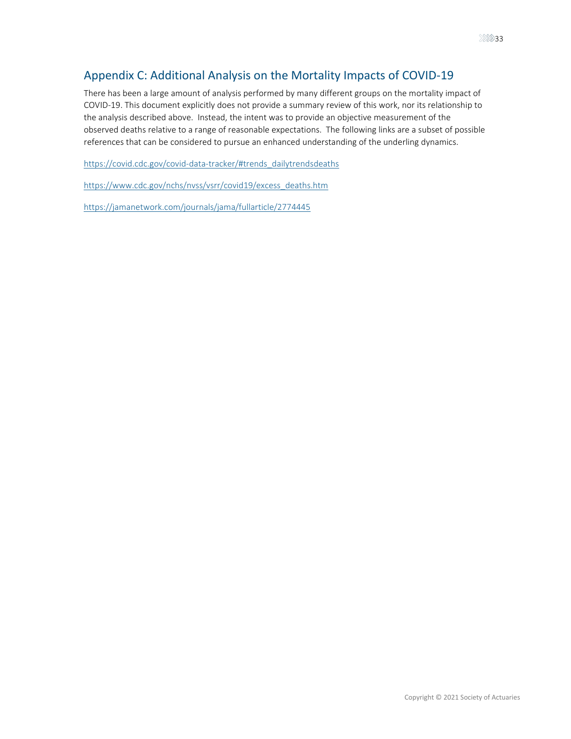## Appendix C: Additional Analysis on the Mortality Impacts of COVID-19

There has been a large amount of analysis performed by many different groups on the mortality impact of COVID-19. This document explicitly does not provide a summary review of this work, nor its relationship to the analysis described above. Instead, the intent was to provide an objective measurement of the observed deaths relative to a range of reasonable expectations. The following links are a subset of possible references that can be considered to pursue an enhanced understanding of the underling dynamics.

https://covid.cdc.gov/covid-data-tracker/#trends_dailytrendsdeaths

https://www.cdc.gov/nchs/nvss/vsrr/covid19/excess_deaths.htm

https://jamanetwork.com/journals/jama/fullarticle/2774445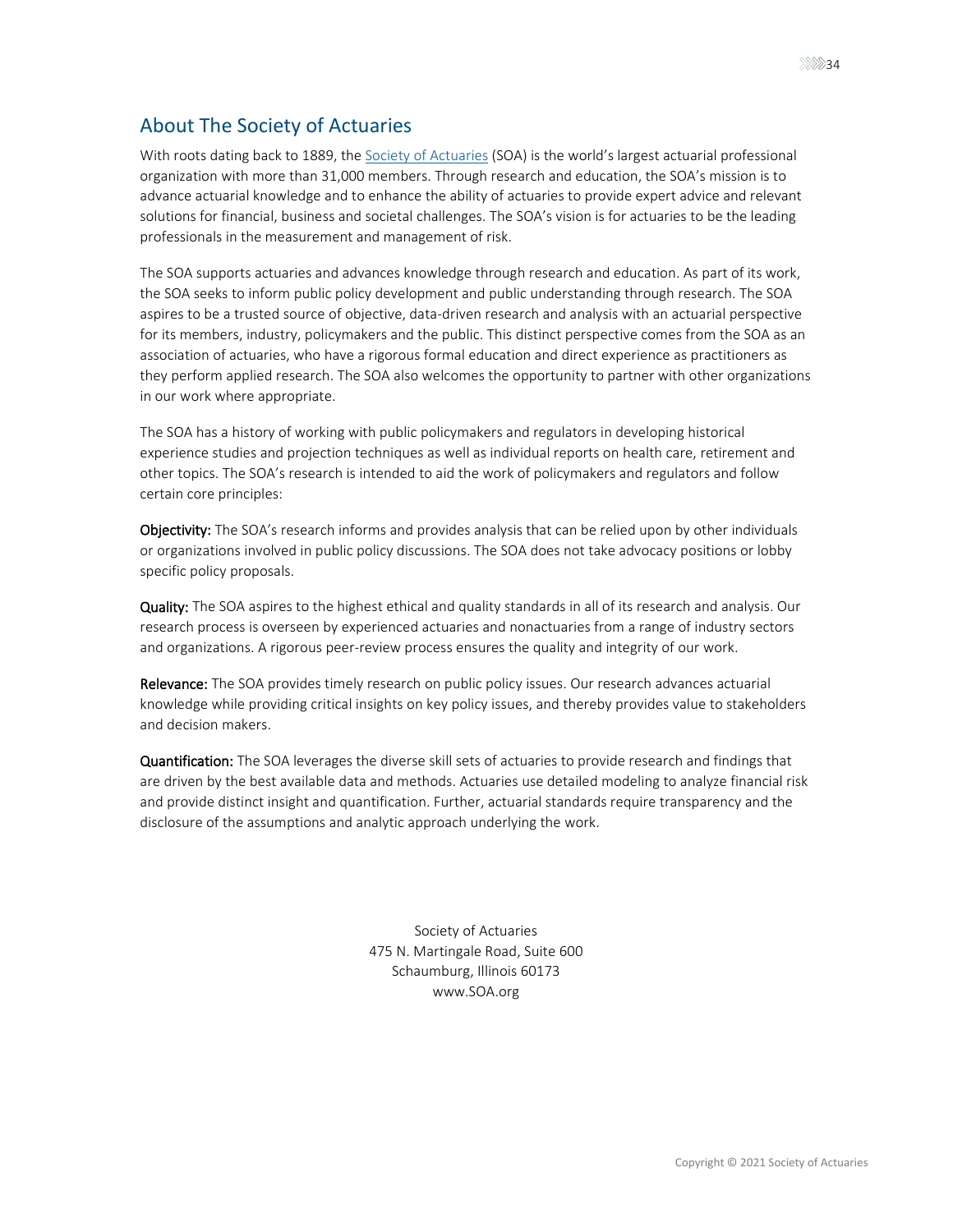## About The Society of Actuaries

With roots dating back to 1889, the Society of Actuaries (SOA) is the world's largest actuarial professional organization with more than 31,000 members. Through research and education, the SOA's mission is to advance actuarial knowledge and to enhance the ability of actuaries to provide expert advice and relevant solutions for financial, business and societal challenges. The SOA's vision is for actuaries to be the leading professionals in the measurement and management of risk.

The SOA supports actuaries and advances knowledge through research and education. As part of its work, the SOA seeks to inform public policy development and public understanding through research. The SOA aspires to be a trusted source of objective, data-driven research and analysis with an actuarial perspective for its members, industry, policymakers and the public. This distinct perspective comes from the SOA as an association of actuaries, who have a rigorous formal education and direct experience as practitioners as they perform applied research. The SOA also welcomes the opportunity to partner with other organizations in our work where appropriate.

The SOA has a history of working with public policymakers and regulators in developing historical experience studies and projection techniques as well as individual reports on health care, retirement and other topics. The SOA's research is intended to aid the work of policymakers and regulators and follow certain core principles:

**Objectivity:** The SOA's research informs and provides analysis that can be relied upon by other individuals or organizations involved in public policy discussions. The SOA does not take advocacy positions or lobby specific policy proposals.

**Quality:** The SOA aspires to the highest ethical and quality standards in all of its research and analysis. Our research process is overseen by experienced actuaries and nonactuaries from a range of industry sectors and organizations. A rigorous peer-review process ensures the quality and integrity of our work.

**Relevance:** The SOA provides timely research on public policy issues. Our research advances actuarial knowledge while providing critical insights on key policy issues, and thereby provides value to stakeholders and decision makers.

**Quantification:** The SOA leverages the diverse skill sets of actuaries to provide research and findings that are driven by the best available data and methods. Actuaries use detailed modeling to analyze financial risk and provide distinct insight and quantification. Further, actuarial standards require transparency and the disclosure of the assumptions and analytic approach underlying the work.

Society of Actuaries
475 N. Martingale Road, Suite 600
Schaumburg, Illinois 60173
www.SOA.org

Copyright © 2021 Society of Actuaries